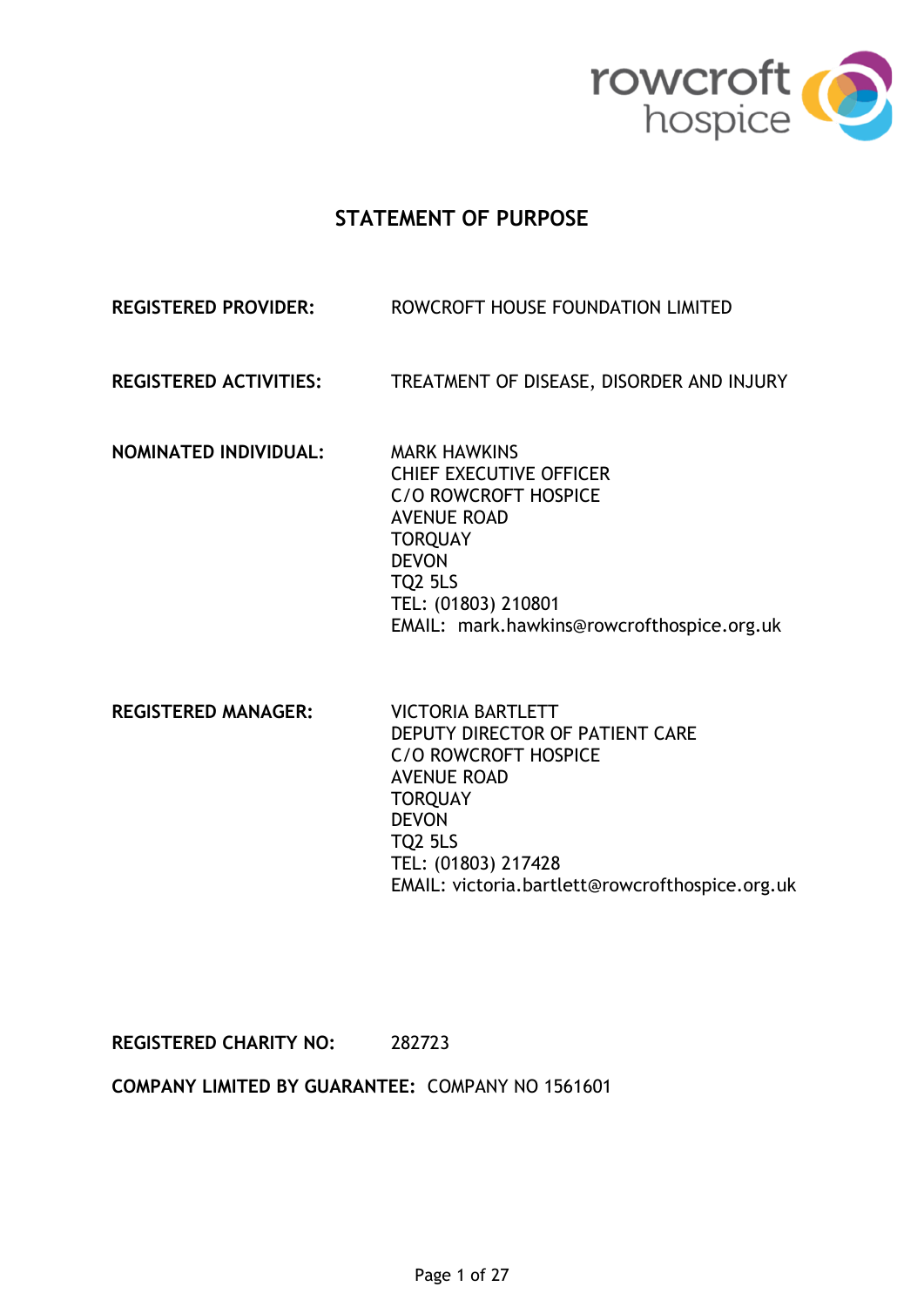# STATEMENT OF PURPOSE

**REGISTERED PROVIDER:** ROWCROFT HOUSE FOUNDATION LIMITED

**REGISTERED ACTIVITIES:** TREATMENT OF DISEASE, DISORDER AND INJURY

**NOMINATED INDIVIDUAL:**
MARK HAWKINS
CHIEF EXECUTIVE OFFICER
C/O ROWCROFT HOSPICE
AVENUE ROAD
TORQUAY
DEVON
TQ2 5LS
TEL: (01803) 210801
EMAIL: mark.hawkins@rowcrofthospice.org.uk

**REGISTERED MANAGER:**
VICTORIA BARTLETT
DEPUTY DIRECTOR OF PATIENT CARE
C/O ROWCROFT HOSPICE
AVENUE ROAD
TORQUAY
DEVON
TQ2 5LS
TEL: (01803) 217428
EMAIL: victoria.bartlett@rowcrofthospice.org.uk

**REGISTERED CHARITY NO:** 282723

**COMPANY LIMITED BY GUARANTEE:** COMPANY NO 1561601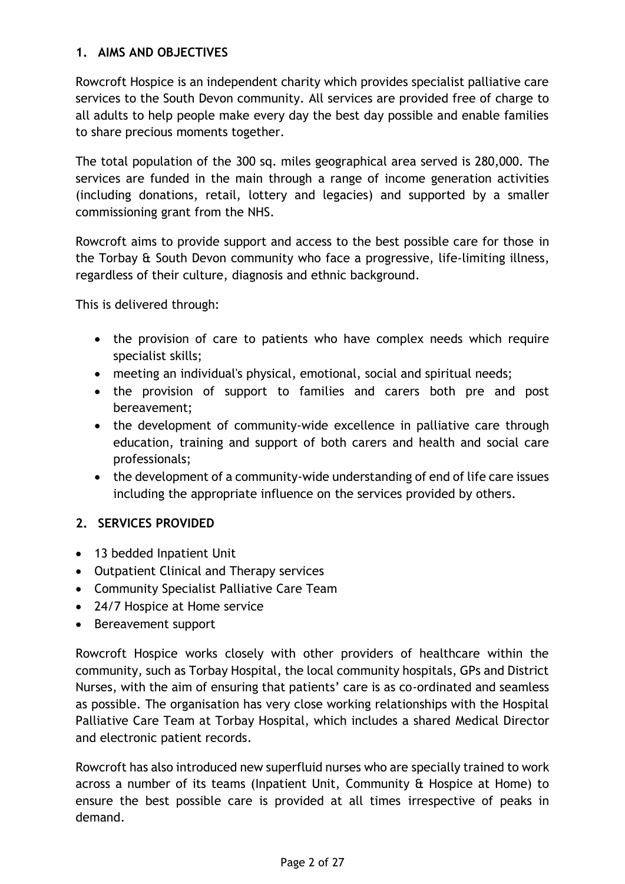## 1. AIMS AND OBJECTIVES

Rowcroft Hospice is an independent charity which provides specialist palliative care services to the South Devon community. All services are provided free of charge to all adults to help people make every day the best day possible and enable families to share precious moments together.

The total population of the 300 sq. miles geographical area served is 280,000. The services are funded in the main through a range of income generation activities (including donations, retail, lottery and legacies) and supported by a smaller commissioning grant from the NHS.

Rowcroft aims to provide support and access to the best possible care for those in the Torbay & South Devon community who face a progressive, life-limiting illness, regardless of their culture, diagnosis and ethnic background.

This is delivered through:

- the provision of care to patients who have complex needs which require specialist skills;
- meeting an individual's physical, emotional, social and spiritual needs;
- the provision of support to families and carers both pre and post bereavement;
- the development of community-wide excellence in palliative care through education, training and support of both carers and health and social care professionals;
- the development of a community-wide understanding of end of life care issues including the appropriate influence on the services provided by others.

## 2. SERVICES PROVIDED

- 13 bedded Inpatient Unit
- Outpatient Clinical and Therapy services
- Community Specialist Palliative Care Team
- 24/7 Hospice at Home service
- Bereavement support

Rowcroft Hospice works closely with other providers of healthcare within the community, such as Torbay Hospital, the local community hospitals, GPs and District Nurses, with the aim of ensuring that patients' care is as co-ordinated and seamless as possible. The organisation has very close working relationships with the Hospital Palliative Care Team at Torbay Hospital, which includes a shared Medical Director and electronic patient records.

Rowcroft has also introduced new superfluid nurses who are specially trained to work across a number of its teams (Inpatient Unit, Community & Hospice at Home) to ensure the best possible care is provided at all times irrespective of peaks in demand.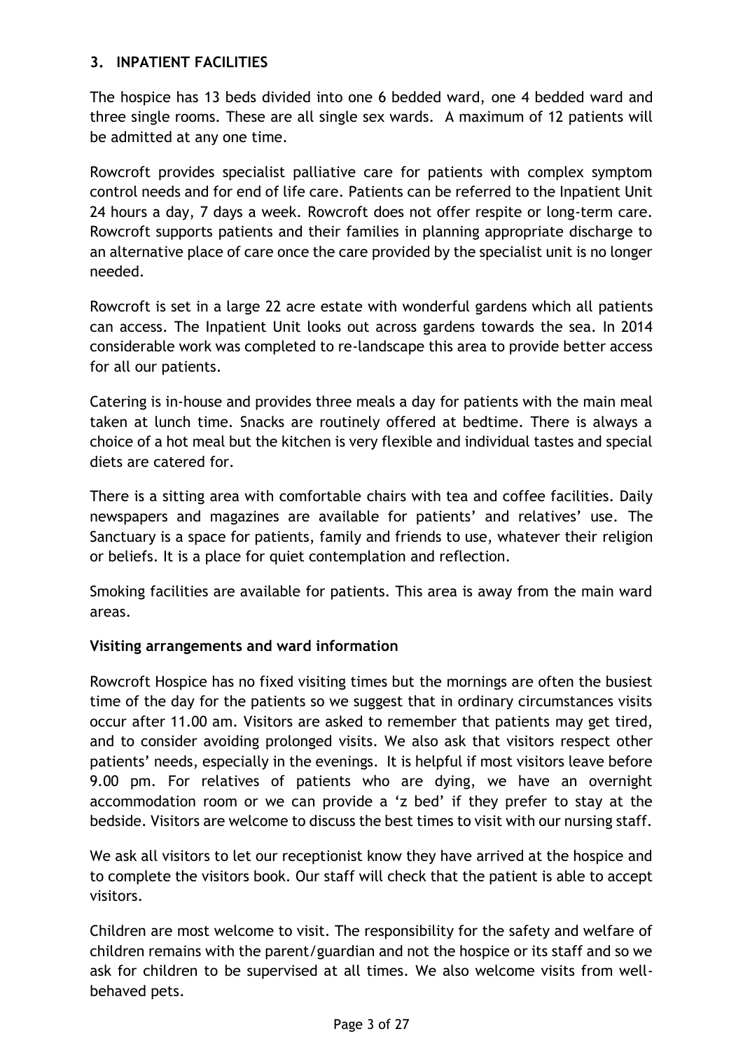## 3. INPATIENT FACILITIES

The hospice has 13 beds divided into one 6 bedded ward, one 4 bedded ward and three single rooms. These are all single sex wards. A maximum of 12 patients will be admitted at any one time.

Rowcroft provides specialist palliative care for patients with complex symptom control needs and for end of life care. Patients can be referred to the Inpatient Unit 24 hours a day, 7 days a week. Rowcroft does not offer respite or long-term care. Rowcroft supports patients and their families in planning appropriate discharge to an alternative place of care once the care provided by the specialist unit is no longer needed.

Rowcroft is set in a large 22 acre estate with wonderful gardens which all patients can access. The Inpatient Unit looks out across gardens towards the sea. In 2014 considerable work was completed to re-landscape this area to provide better access for all our patients.

Catering is in-house and provides three meals a day for patients with the main meal taken at lunch time. Snacks are routinely offered at bedtime. There is always a choice of a hot meal but the kitchen is very flexible and individual tastes and special diets are catered for.

There is a sitting area with comfortable chairs with tea and coffee facilities. Daily newspapers and magazines are available for patients' and relatives' use. The Sanctuary is a space for patients, family and friends to use, whatever their religion or beliefs. It is a place for quiet contemplation and reflection.

Smoking facilities are available for patients. This area is away from the main ward areas.

### Visiting arrangements and ward information

Rowcroft Hospice has no fixed visiting times but the mornings are often the busiest time of the day for the patients so we suggest that in ordinary circumstances visits occur after 11.00 am. Visitors are asked to remember that patients may get tired, and to consider avoiding prolonged visits. We also ask that visitors respect other patients' needs, especially in the evenings. It is helpful if most visitors leave before 9.00 pm. For relatives of patients who are dying, we have an overnight accommodation room or we can provide a 'z bed' if they prefer to stay at the bedside. Visitors are welcome to discuss the best times to visit with our nursing staff.

We ask all visitors to let our receptionist know they have arrived at the hospice and to complete the visitors book. Our staff will check that the patient is able to accept visitors.

Children are most welcome to visit. The responsibility for the safety and welfare of children remains with the parent/guardian and not the hospice or its staff and so we ask for children to be supervised at all times. We also welcome visits from well-behaved pets.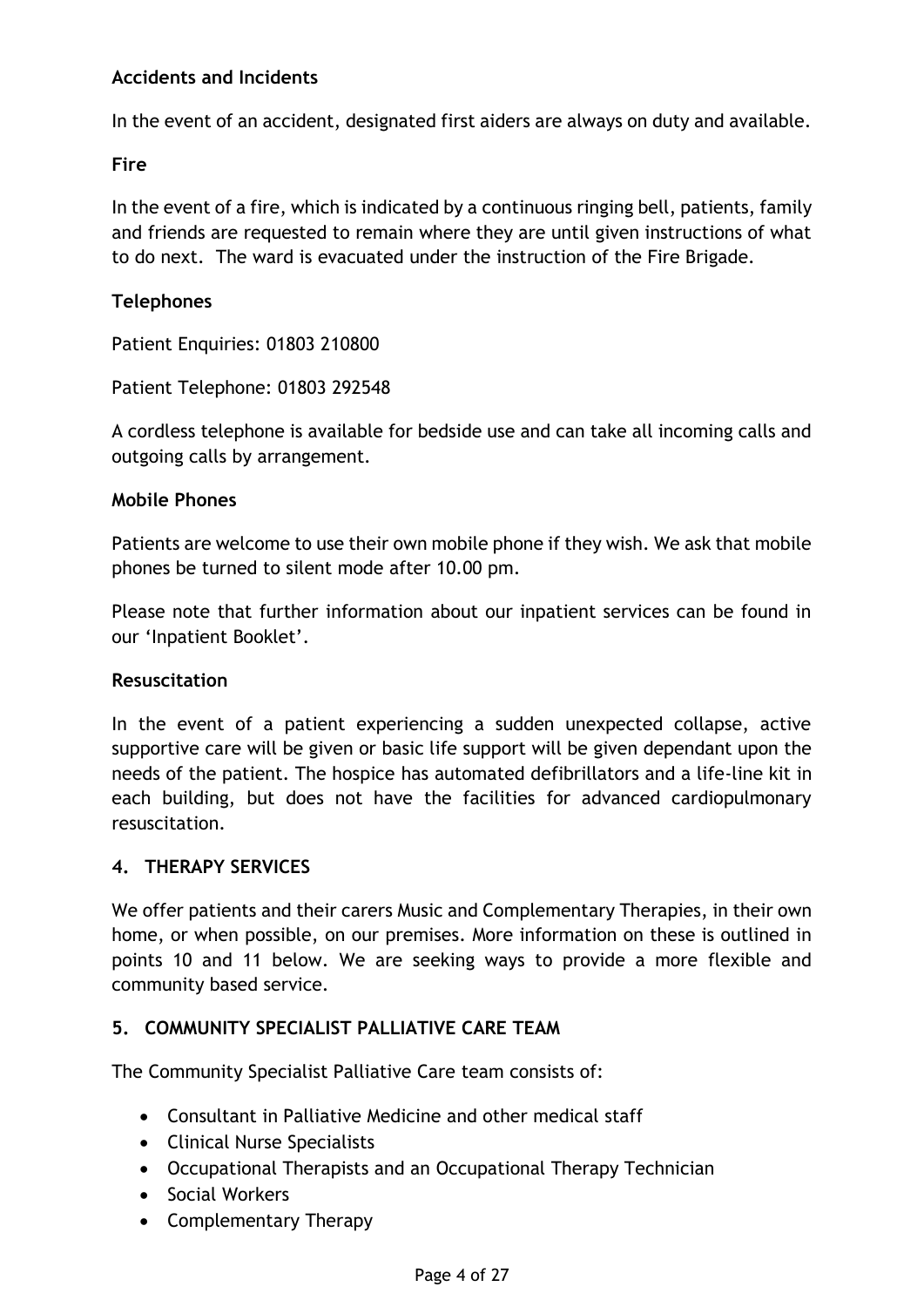**Accidents and Incidents**

In the event of an accident, designated first aiders are always on duty and available.

**Fire**

In the event of a fire, which is indicated by a continuous ringing bell, patients, family and friends are requested to remain where they are until given instructions of what to do next. The ward is evacuated under the instruction of the Fire Brigade.

**Telephones**

Patient Enquiries: 01803 210800

Patient Telephone: 01803 292548

A cordless telephone is available for bedside use and can take all incoming calls and outgoing calls by arrangement.

**Mobile Phones**

Patients are welcome to use their own mobile phone if they wish. We ask that mobile phones be turned to silent mode after 10.00 pm.

Please note that further information about our inpatient services can be found in our 'Inpatient Booklet'.

**Resuscitation**

In the event of a patient experiencing a sudden unexpected collapse, active supportive care will be given or basic life support will be given dependant upon the needs of the patient. The hospice has automated defibrillators and a life-line kit in each building, but does not have the facilities for advanced cardiopulmonary resuscitation.

## 4. THERAPY SERVICES

We offer patients and their carers Music and Complementary Therapies, in their own home, or when possible, on our premises. More information on these is outlined in points 10 and 11 below. We are seeking ways to provide a more flexible and community based service.

## 5. COMMUNITY SPECIALIST PALLIATIVE CARE TEAM

The Community Specialist Palliative Care team consists of:

- Consultant in Palliative Medicine and other medical staff
- Clinical Nurse Specialists
- Occupational Therapists and an Occupational Therapy Technician
- Social Workers
- Complementary Therapy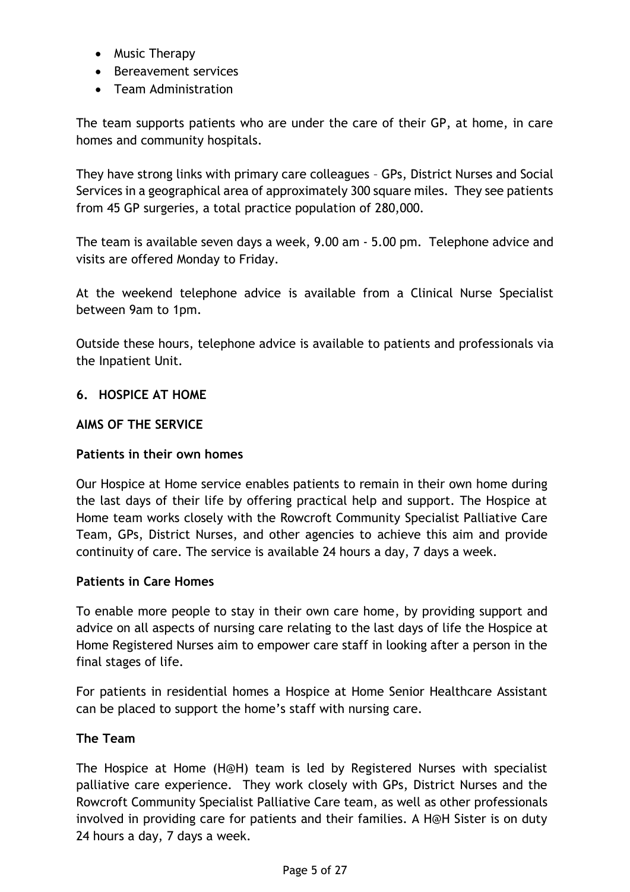- Music Therapy
- Bereavement services
- Team Administration

The team supports patients who are under the care of their GP, at home, in care homes and community hospitals.

They have strong links with primary care colleagues – GPs, District Nurses and Social Services in a geographical area of approximately 300 square miles. They see patients from 45 GP surgeries, a total practice population of 280,000.

The team is available seven days a week, 9.00 am - 5.00 pm. Telephone advice and visits are offered Monday to Friday.

At the weekend telephone advice is available from a Clinical Nurse Specialist between 9am to 1pm.

Outside these hours, telephone advice is available to patients and professionals via the Inpatient Unit.

## 6. HOSPICE AT HOME

### AIMS OF THE SERVICE

#### Patients in their own homes

Our Hospice at Home service enables patients to remain in their own home during the last days of their life by offering practical help and support. The Hospice at Home team works closely with the Rowcroft Community Specialist Palliative Care Team, GPs, District Nurses, and other agencies to achieve this aim and provide continuity of care. The service is available 24 hours a day, 7 days a week.

#### Patients in Care Homes

To enable more people to stay in their own care home, by providing support and advice on all aspects of nursing care relating to the last days of life the Hospice at Home Registered Nurses aim to empower care staff in looking after a person in the final stages of life.

For patients in residential homes a Hospice at Home Senior Healthcare Assistant can be placed to support the home's staff with nursing care.

#### The Team

The Hospice at Home (H@H) team is led by Registered Nurses with specialist palliative care experience. They work closely with GPs, District Nurses and the Rowcroft Community Specialist Palliative Care team, as well as other professionals involved in providing care for patients and their families. A H@H Sister is on duty 24 hours a day, 7 days a week.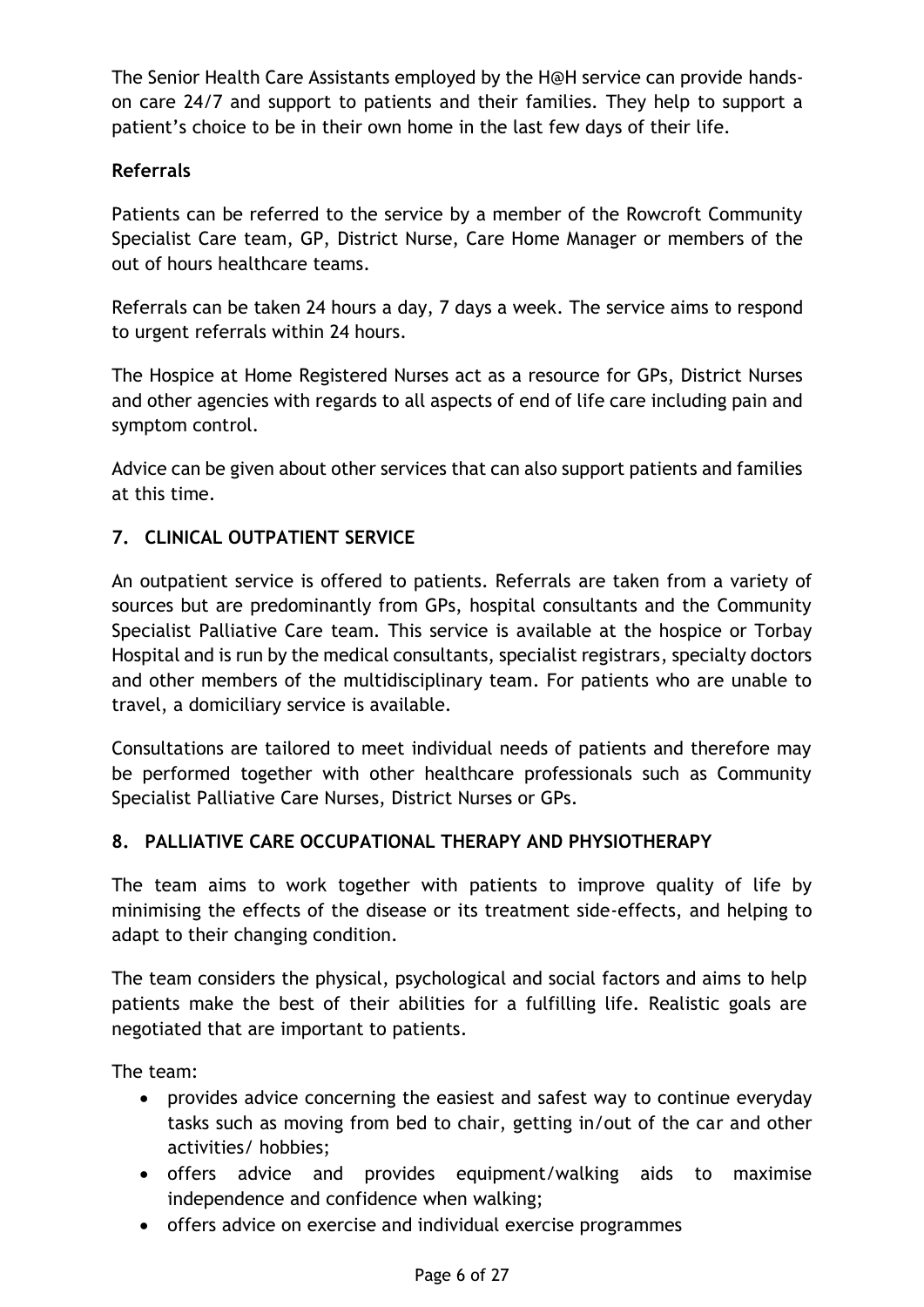The Senior Health Care Assistants employed by the H@H service can provide hands-on care 24/7 and support to patients and their families. They help to support a patient's choice to be in their own home in the last few days of their life.

**Referrals**

Patients can be referred to the service by a member of the Rowcroft Community Specialist Care team, GP, District Nurse, Care Home Manager or members of the out of hours healthcare teams.

Referrals can be taken 24 hours a day, 7 days a week. The service aims to respond to urgent referrals within 24 hours.

The Hospice at Home Registered Nurses act as a resource for GPs, District Nurses and other agencies with regards to all aspects of end of life care including pain and symptom control.

Advice can be given about other services that can also support patients and families at this time.

## 7. CLINICAL OUTPATIENT SERVICE

An outpatient service is offered to patients. Referrals are taken from a variety of sources but are predominantly from GPs, hospital consultants and the Community Specialist Palliative Care team. This service is available at the hospice or Torbay Hospital and is run by the medical consultants, specialist registrars, specialty doctors and other members of the multidisciplinary team. For patients who are unable to travel, a domiciliary service is available.

Consultations are tailored to meet individual needs of patients and therefore may be performed together with other healthcare professionals such as Community Specialist Palliative Care Nurses, District Nurses or GPs.

## 8. PALLIATIVE CARE OCCUPATIONAL THERAPY AND PHYSIOTHERAPY

The team aims to work together with patients to improve quality of life by minimising the effects of the disease or its treatment side-effects, and helping to adapt to their changing condition.

The team considers the physical, psychological and social factors and aims to help patients make the best of their abilities for a fulfilling life. Realistic goals are negotiated that are important to patients.

The team:

- provides advice concerning the easiest and safest way to continue everyday tasks such as moving from bed to chair, getting in/out of the car and other activities/ hobbies;
- offers advice and provides equipment/walking aids to maximise independence and confidence when walking;
- offers advice on exercise and individual exercise programmes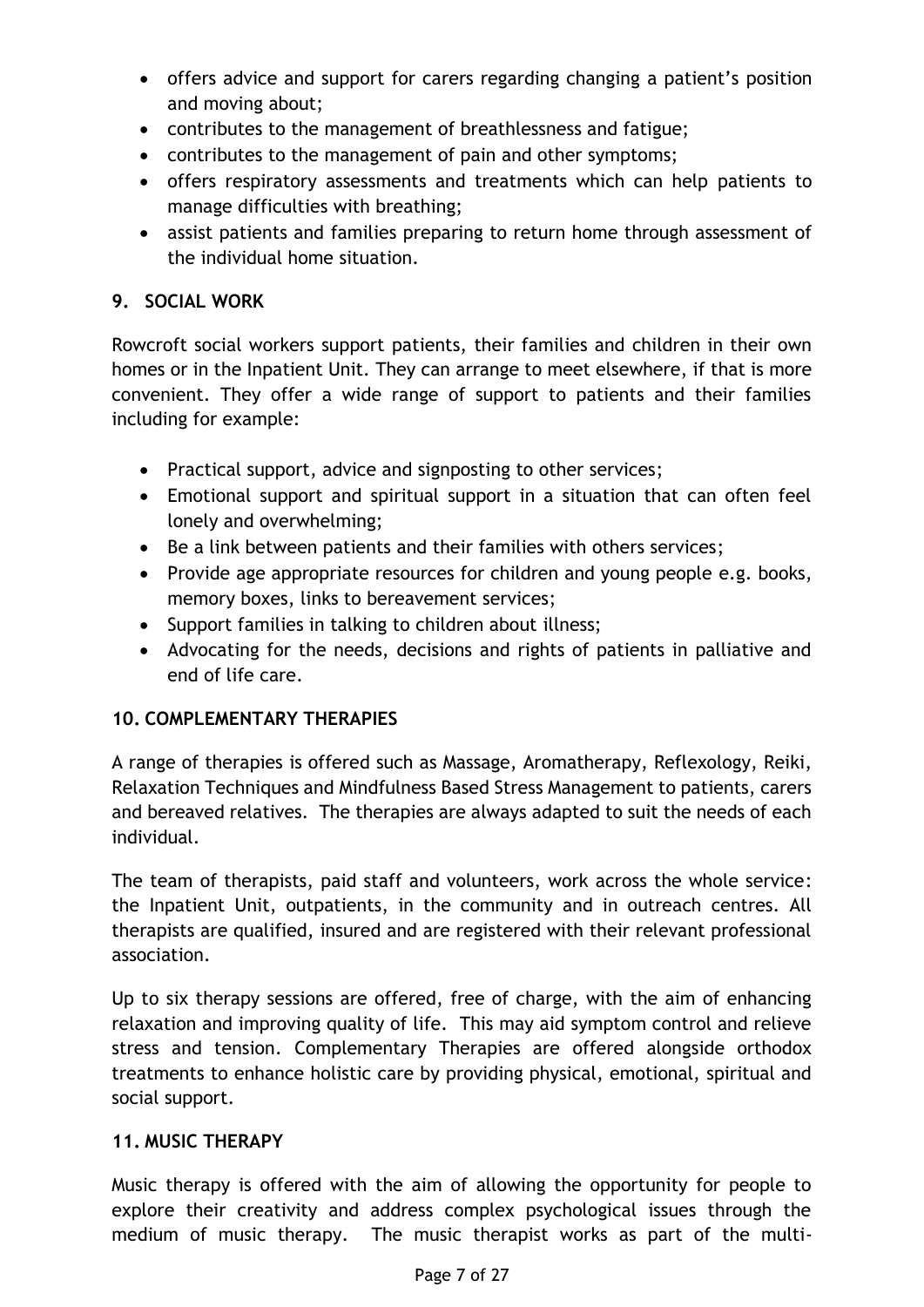- offers advice and support for carers regarding changing a patient's position and moving about;
- contributes to the management of breathlessness and fatigue;
- contributes to the management of pain and other symptoms;
- offers respiratory assessments and treatments which can help patients to manage difficulties with breathing;
- assist patients and families preparing to return home through assessment of the individual home situation.

## 9. SOCIAL WORK

Rowcroft social workers support patients, their families and children in their own homes or in the Inpatient Unit. They can arrange to meet elsewhere, if that is more convenient. They offer a wide range of support to patients and their families including for example:

- Practical support, advice and signposting to other services;
- Emotional support and spiritual support in a situation that can often feel lonely and overwhelming;
- Be a link between patients and their families with others services;
- Provide age appropriate resources for children and young people e.g. books, memory boxes, links to bereavement services;
- Support families in talking to children about illness;
- Advocating for the needs, decisions and rights of patients in palliative and end of life care.

## 10. COMPLEMENTARY THERAPIES

A range of therapies is offered such as Massage, Aromatherapy, Reflexology, Reiki, Relaxation Techniques and Mindfulness Based Stress Management to patients, carers and bereaved relatives. The therapies are always adapted to suit the needs of each individual.

The team of therapists, paid staff and volunteers, work across the whole service: the Inpatient Unit, outpatients, in the community and in outreach centres. All therapists are qualified, insured and are registered with their relevant professional association.

Up to six therapy sessions are offered, free of charge, with the aim of enhancing relaxation and improving quality of life. This may aid symptom control and relieve stress and tension. Complementary Therapies are offered alongside orthodox treatments to enhance holistic care by providing physical, emotional, spiritual and social support.

## 11. MUSIC THERAPY

Music therapy is offered with the aim of allowing the opportunity for people to explore their creativity and address complex psychological issues through the medium of music therapy. The music therapist works as part of the multi-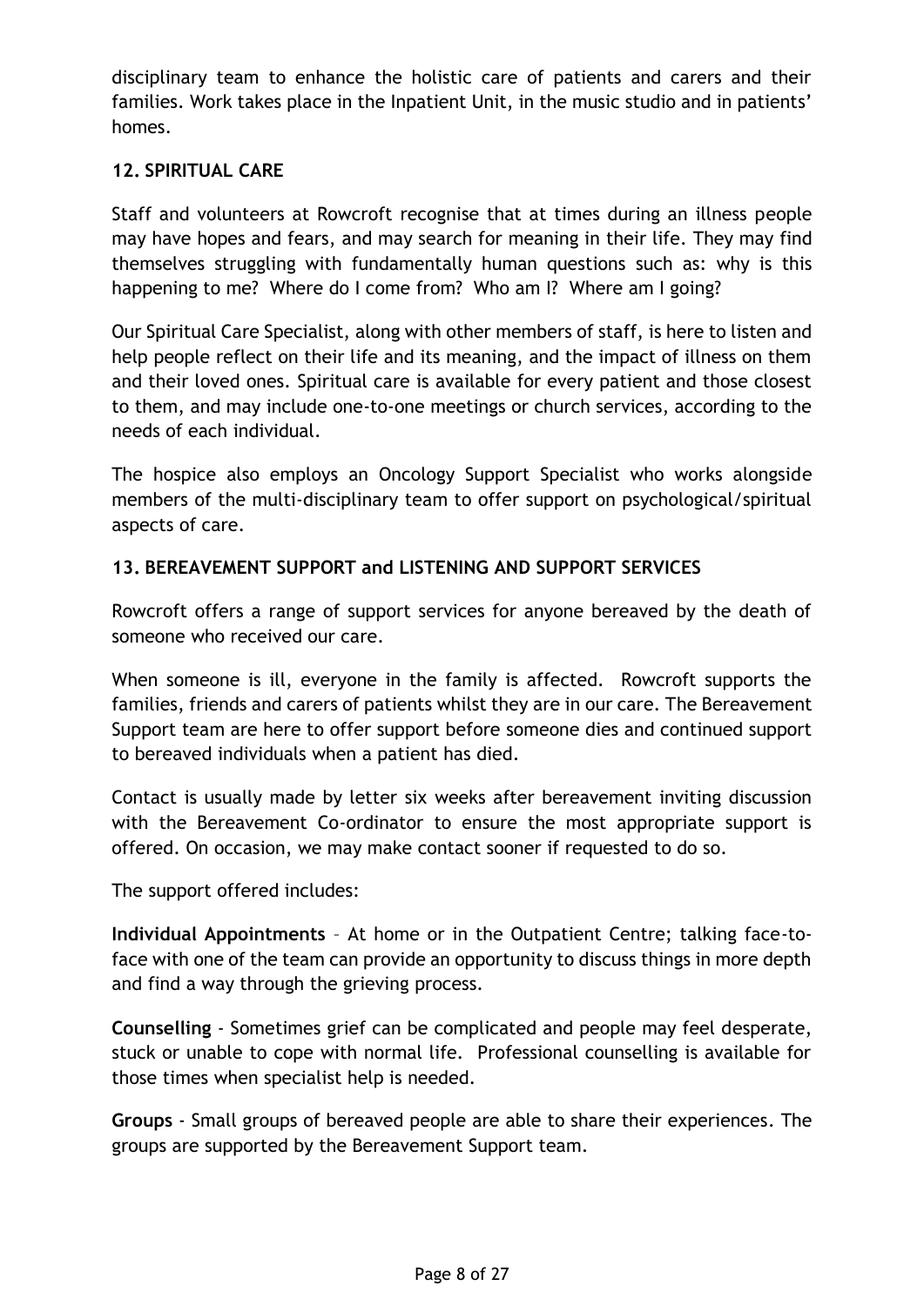disciplinary team to enhance the holistic care of patients and carers and their families. Work takes place in the Inpatient Unit, in the music studio and in patients' homes.

## 12. SPIRITUAL CARE

Staff and volunteers at Rowcroft recognise that at times during an illness people may have hopes and fears, and may search for meaning in their life. They may find themselves struggling with fundamentally human questions such as: why is this happening to me? Where do I come from? Who am I? Where am I going?

Our Spiritual Care Specialist, along with other members of staff, is here to listen and help people reflect on their life and its meaning, and the impact of illness on them and their loved ones. Spiritual care is available for every patient and those closest to them, and may include one-to-one meetings or church services, according to the needs of each individual.

The hospice also employs an Oncology Support Specialist who works alongside members of the multi-disciplinary team to offer support on psychological/spiritual aspects of care.

## 13. BEREAVEMENT SUPPORT and LISTENING AND SUPPORT SERVICES

Rowcroft offers a range of support services for anyone bereaved by the death of someone who received our care.

When someone is ill, everyone in the family is affected. Rowcroft supports the families, friends and carers of patients whilst they are in our care. The Bereavement Support team are here to offer support before someone dies and continued support to bereaved individuals when a patient has died.

Contact is usually made by letter six weeks after bereavement inviting discussion with the Bereavement Co-ordinator to ensure the most appropriate support is offered. On occasion, we may make contact sooner if requested to do so.

The support offered includes:

**Individual Appointments** – At home or in the Outpatient Centre; talking face-to-face with one of the team can provide an opportunity to discuss things in more depth and find a way through the grieving process.

**Counselling** - Sometimes grief can be complicated and people may feel desperate, stuck or unable to cope with normal life. Professional counselling is available for those times when specialist help is needed.

**Groups** - Small groups of bereaved people are able to share their experiences. The groups are supported by the Bereavement Support team.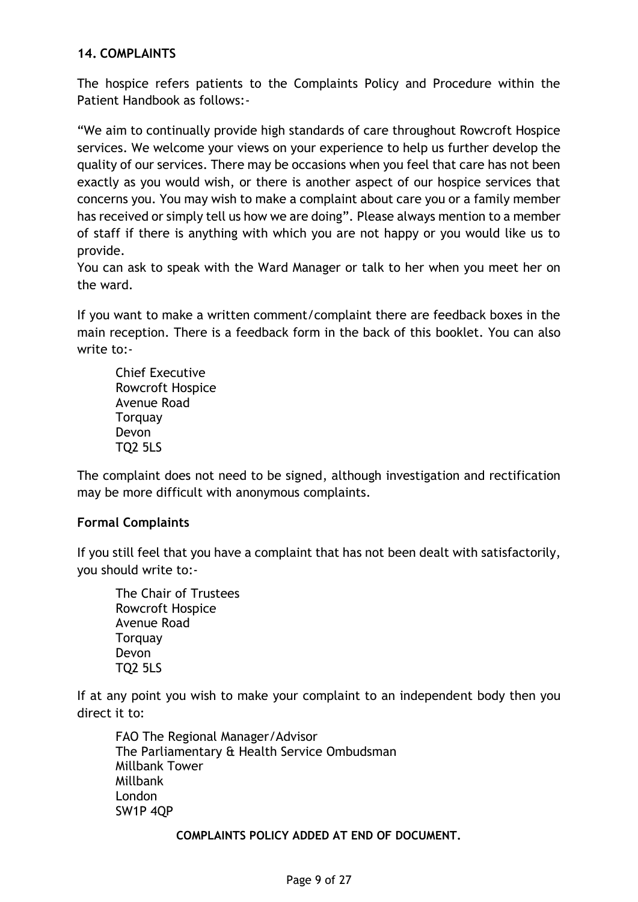## 14. COMPLAINTS

The hospice refers patients to the Complaints Policy and Procedure within the Patient Handbook as follows:-

"We aim to continually provide high standards of care throughout Rowcroft Hospice services. We welcome your views on your experience to help us further develop the quality of our services. There may be occasions when you feel that care has not been exactly as you would wish, or there is another aspect of our hospice services that concerns you. You may wish to make a complaint about care you or a family member has received or simply tell us how we are doing". Please always mention to a member of staff if there is anything with which you are not happy or you would like us to provide.

You can ask to speak with the Ward Manager or talk to her when you meet her on the ward.

If you want to make a written comment/complaint there are feedback boxes in the main reception. There is a feedback form in the back of this booklet. You can also write to:-

Chief Executive
Rowcroft Hospice
Avenue Road
Torquay
Devon
TQ2 5LS

The complaint does not need to be signed, although investigation and rectification may be more difficult with anonymous complaints.

**Formal Complaints**

If you still feel that you have a complaint that has not been dealt with satisfactorily, you should write to:-

The Chair of Trustees
Rowcroft Hospice
Avenue Road
Torquay
Devon
TQ2 5LS

If at any point you wish to make your complaint to an independent body then you direct it to:

FAO The Regional Manager/Advisor
The Parliamentary & Health Service Ombudsman
Millbank Tower
Millbank
London
SW1P 4QP

**COMPLAINTS POLICY ADDED AT END OF DOCUMENT.**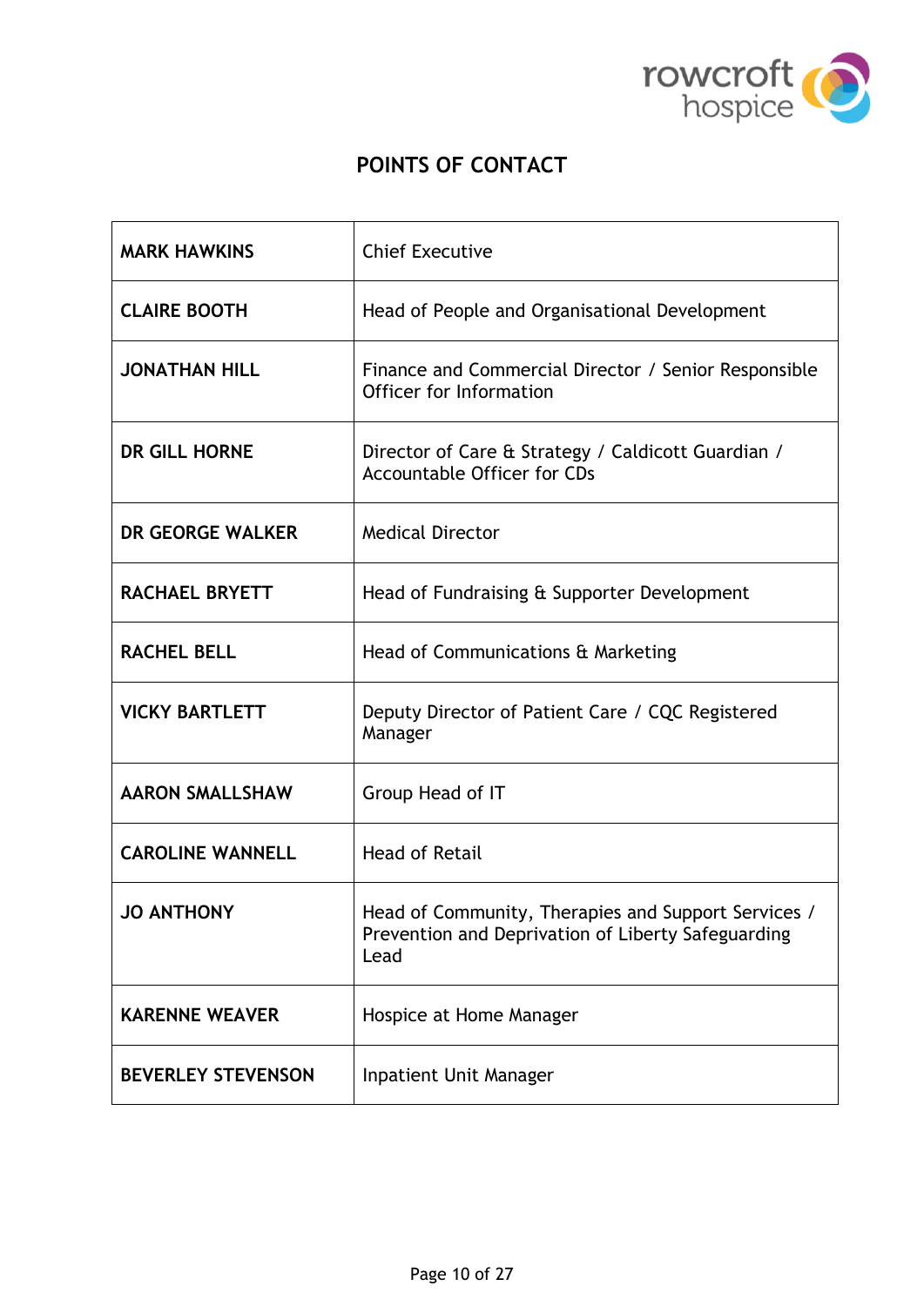## POINTS OF CONTACT

| | |
|---|---|
| **MARK HAWKINS** | Chief Executive |
| **CLAIRE BOOTH** | Head of People and Organisational Development |
| **JONATHAN HILL** | Finance and Commercial Director / Senior Responsible Officer for Information |
| **DR GILL HORNE** | Director of Care & Strategy / Caldicott Guardian / Accountable Officer for CDs |
| **DR GEORGE WALKER** | Medical Director |
| **RACHAEL BRYETT** | Head of Fundraising & Supporter Development |
| **RACHEL BELL** | Head of Communications & Marketing |
| **VICKY BARTLETT** | Deputy Director of Patient Care / CQC Registered Manager |
| **AARON SMALLSHAW** | Group Head of IT |
| **CAROLINE WANNELL** | Head of Retail |
| **JO ANTHONY** | Head of Community, Therapies and Support Services / Prevention and Deprivation of Liberty Safeguarding Lead |
| **KARENNE WEAVER** | Hospice at Home Manager |
| **BEVERLEY STEVENSON** | Inpatient Unit Manager |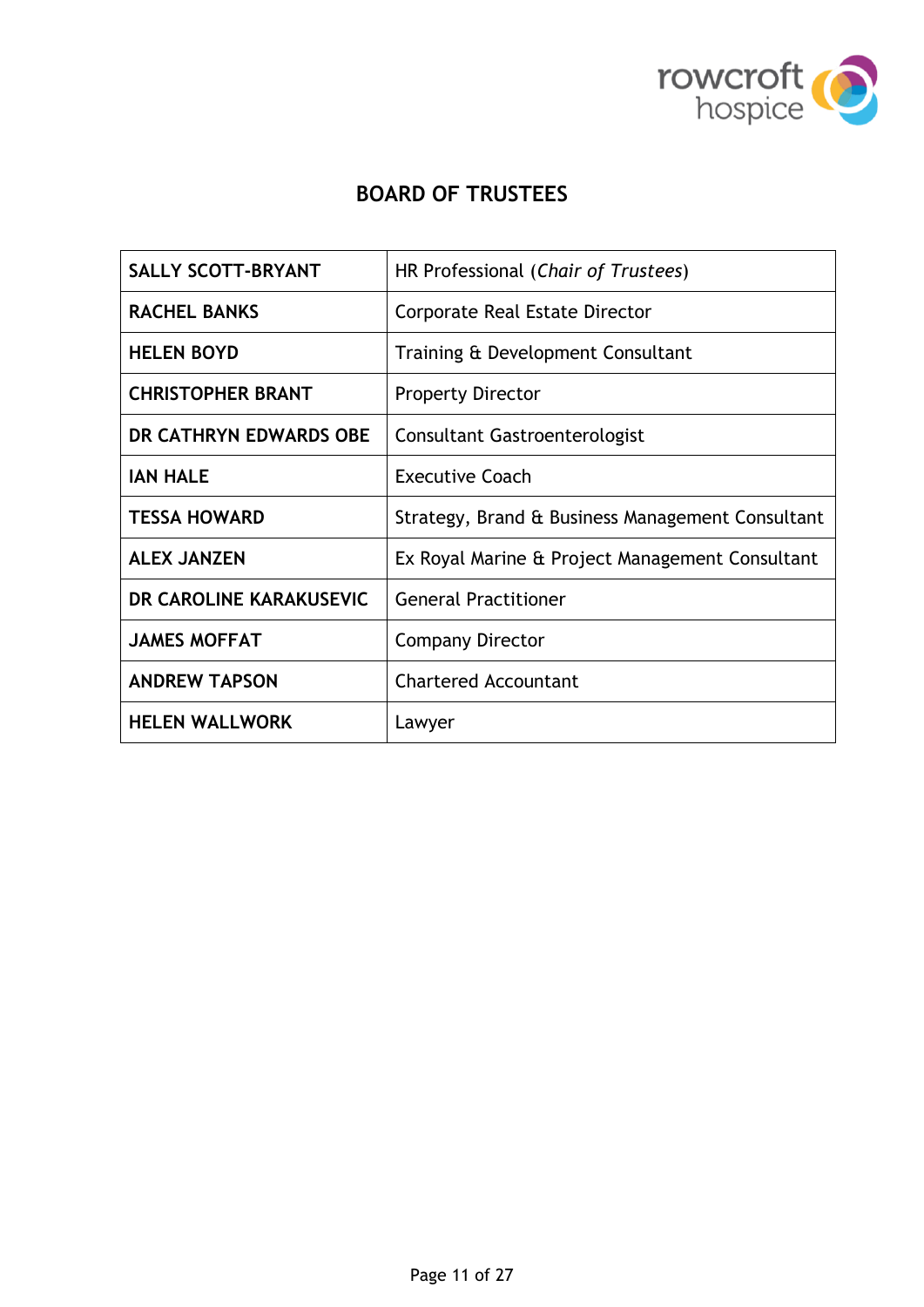## BOARD OF TRUSTEES

| | |
|---|---|
| **SALLY SCOTT-BRYANT** | HR Professional (*Chair of Trustees*) |
| **RACHEL BANKS** | Corporate Real Estate Director |
| **HELEN BOYD** | Training & Development Consultant |
| **CHRISTOPHER BRANT** | Property Director |
| **DR CATHRYN EDWARDS OBE** | Consultant Gastroenterologist |
| **IAN HALE** | Executive Coach |
| **TESSA HOWARD** | Strategy, Brand & Business Management Consultant |
| **ALEX JANZEN** | Ex Royal Marine & Project Management Consultant |
| **DR CAROLINE KARAKUSEVIC** | General Practitioner |
| **JAMES MOFFAT** | Company Director |
| **ANDREW TAPSON** | Chartered Accountant |
| **HELEN WALLWORK** | Lawyer |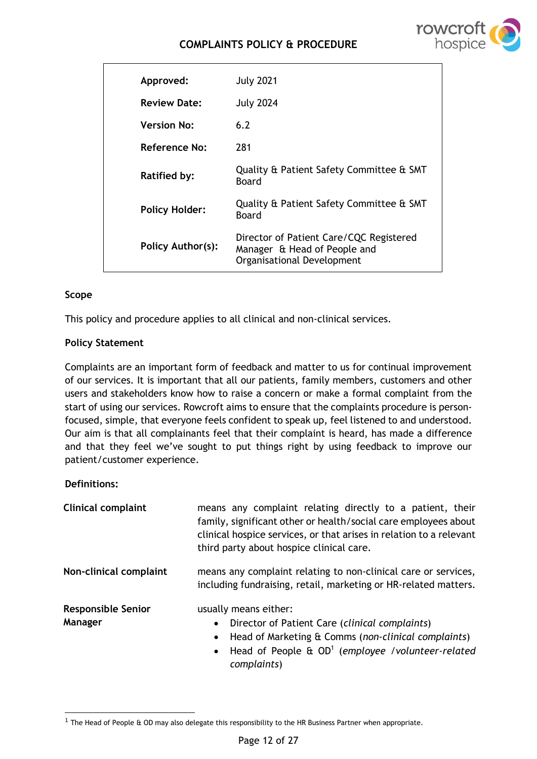# COMPLAINTS POLICY & PROCEDURE

| | |
|---|---|
| **Approved:** | July 2021 |
| **Review Date:** | July 2024 |
| **Version No:** | 6.2 |
| **Reference No:** | 281 |
| **Ratified by:** | Quality & Patient Safety Committee & SMT Board |
| **Policy Holder:** | Quality & Patient Safety Committee & SMT Board |
| **Policy Author(s):** | Director of Patient Care/CQC Registered Manager & Head of People and Organisational Development |

**Scope**

This policy and procedure applies to all clinical and non-clinical services.

**Policy Statement**

Complaints are an important form of feedback and matter to us for continual improvement of our services. It is important that all our patients, family members, customers and other users and stakeholders know how to raise a concern or make a formal complaint from the start of using our services. Rowcroft aims to ensure that the complaints procedure is person-focused, simple, that everyone feels confident to speak up, feel listened to and understood. Our aim is that all complainants feel that their complaint is heard, has made a difference and that they feel we've sought to put things right by using feedback to improve our patient/customer experience.

**Definitions:**

**Clinical complaint** means any complaint relating directly to a patient, their family, significant other or health/social care employees about clinical hospice services, or that arises in relation to a relevant third party about hospice clinical care.

**Non-clinical complaint** means any complaint relating to non-clinical care or services, including fundraising, retail, marketing or HR-related matters.

**Responsible Senior Manager** usually means either:

- Director of Patient Care (*clinical complaints*)
- Head of Marketing & Comms (*non-clinical complaints*)
- Head of People & OD[1] (*employee /volunteer-related complaints*)

[1] The Head of People & OD may also delegate this responsibility to the HR Business Partner when appropriate.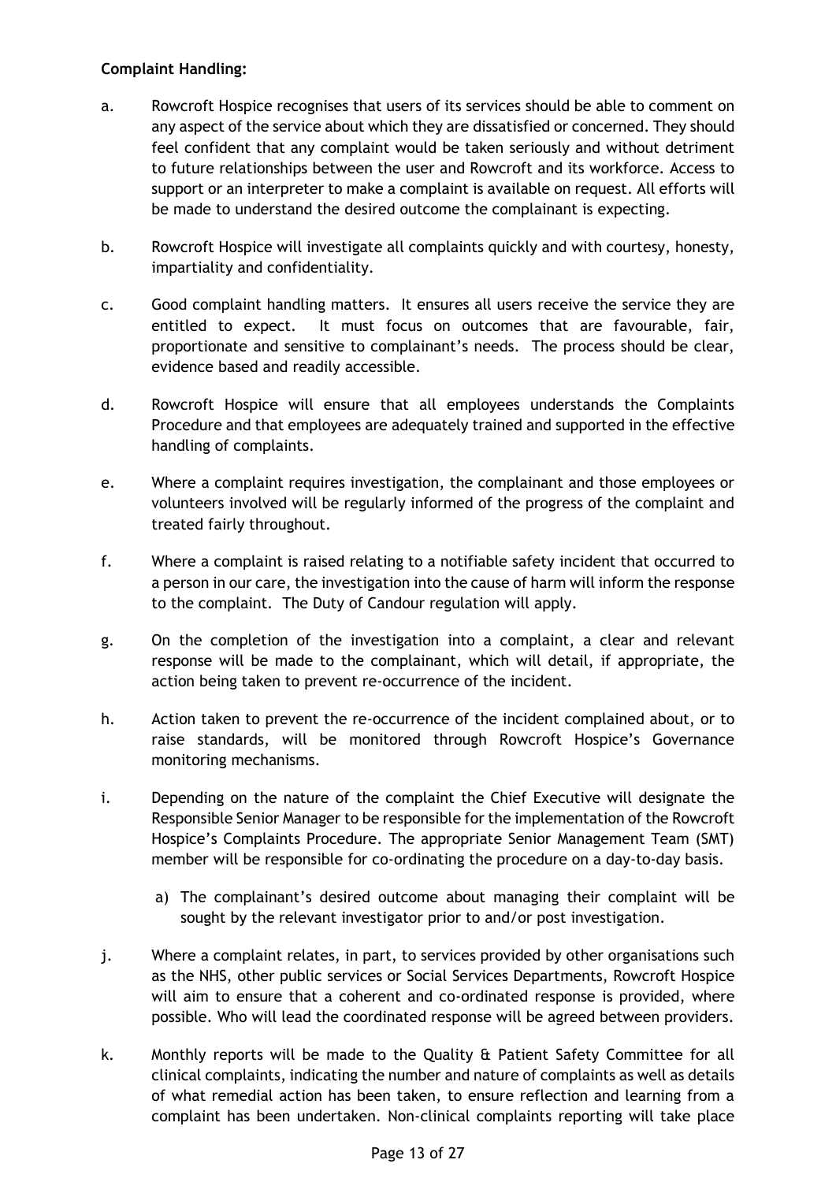**Complaint Handling:**

a. Rowcroft Hospice recognises that users of its services should be able to comment on any aspect of the service about which they are dissatisfied or concerned. They should feel confident that any complaint would be taken seriously and without detriment to future relationships between the user and Rowcroft and its workforce. Access to support or an interpreter to make a complaint is available on request. All efforts will be made to understand the desired outcome the complainant is expecting.

b. Rowcroft Hospice will investigate all complaints quickly and with courtesy, honesty, impartiality and confidentiality.

c. Good complaint handling matters. It ensures all users receive the service they are entitled to expect. It must focus on outcomes that are favourable, fair, proportionate and sensitive to complainant's needs. The process should be clear, evidence based and readily accessible.

d. Rowcroft Hospice will ensure that all employees understands the Complaints Procedure and that employees are adequately trained and supported in the effective handling of complaints.

e. Where a complaint requires investigation, the complainant and those employees or volunteers involved will be regularly informed of the progress of the complaint and treated fairly throughout.

f. Where a complaint is raised relating to a notifiable safety incident that occurred to a person in our care, the investigation into the cause of harm will inform the response to the complaint. The Duty of Candour regulation will apply.

g. On the completion of the investigation into a complaint, a clear and relevant response will be made to the complainant, which will detail, if appropriate, the action being taken to prevent re-occurrence of the incident.

h. Action taken to prevent the re-occurrence of the incident complained about, or to raise standards, will be monitored through Rowcroft Hospice's Governance monitoring mechanisms.

i. Depending on the nature of the complaint the Chief Executive will designate the Responsible Senior Manager to be responsible for the implementation of the Rowcroft Hospice's Complaints Procedure. The appropriate Senior Management Team (SMT) member will be responsible for co-ordinating the procedure on a day-to-day basis.

   a) The complainant's desired outcome about managing their complaint will be sought by the relevant investigator prior to and/or post investigation.

j. Where a complaint relates, in part, to services provided by other organisations such as the NHS, other public services or Social Services Departments, Rowcroft Hospice will aim to ensure that a coherent and co-ordinated response is provided, where possible. Who will lead the coordinated response will be agreed between providers.

k. Monthly reports will be made to the Quality & Patient Safety Committee for all clinical complaints, indicating the number and nature of complaints as well as details of what remedial action has been taken, to ensure reflection and learning from a complaint has been undertaken. Non-clinical complaints reporting will take place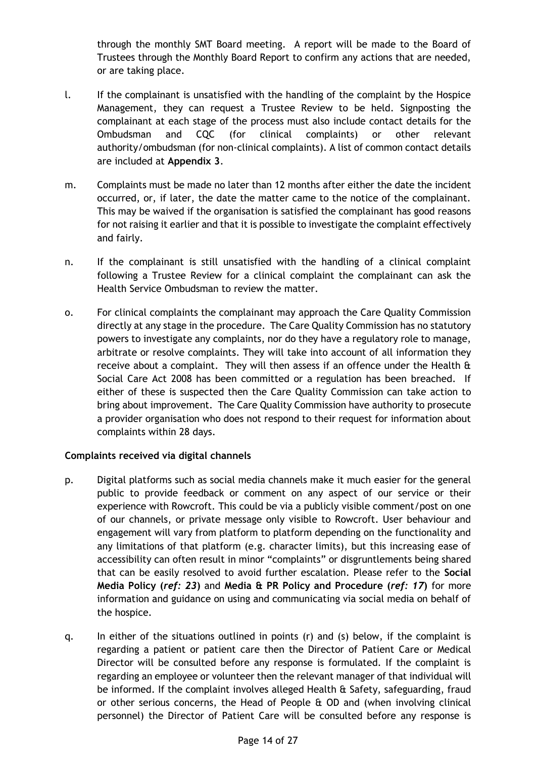through the monthly SMT Board meeting. A report will be made to the Board of Trustees through the Monthly Board Report to confirm any actions that are needed, or are taking place.

l. If the complainant is unsatisfied with the handling of the complaint by the Hospice Management, they can request a Trustee Review to be held. Signposting the complainant at each stage of the process must also include contact details for the Ombudsman and CQC (for clinical complaints) or other relevant authority/ombudsman (for non-clinical complaints). A list of common contact details are included at **Appendix 3**.

m. Complaints must be made no later than 12 months after either the date the incident occurred, or, if later, the date the matter came to the notice of the complainant. This may be waived if the organisation is satisfied the complainant has good reasons for not raising it earlier and that it is possible to investigate the complaint effectively and fairly.

n. If the complainant is still unsatisfied with the handling of a clinical complaint following a Trustee Review for a clinical complaint the complainant can ask the Health Service Ombudsman to review the matter.

o. For clinical complaints the complainant may approach the Care Quality Commission directly at any stage in the procedure. The Care Quality Commission has no statutory powers to investigate any complaints, nor do they have a regulatory role to manage, arbitrate or resolve complaints. They will take into account of all information they receive about a complaint. They will then assess if an offence under the Health & Social Care Act 2008 has been committed or a regulation has been breached. If either of these is suspected then the Care Quality Commission can take action to bring about improvement. The Care Quality Commission have authority to prosecute a provider organisation who does not respond to their request for information about complaints within 28 days.

**Complaints received via digital channels**

p. Digital platforms such as social media channels make it much easier for the general public to provide feedback or comment on any aspect of our service or their experience with Rowcroft. This could be via a publicly visible comment/post on one of our channels, or private message only visible to Rowcroft. User behaviour and engagement will vary from platform to platform depending on the functionality and any limitations of that platform (e.g. character limits), but this increasing ease of accessibility can often result in minor "complaints" or disgruntlements being shared that can be easily resolved to avoid further escalation. Please refer to the **Social Media Policy (*ref: 23*)** and **Media & PR Policy and Procedure (*ref: 17*)** for more information and guidance on using and communicating via social media on behalf of the hospice.

q. In either of the situations outlined in points (r) and (s) below, if the complaint is regarding a patient or patient care then the Director of Patient Care or Medical Director will be consulted before any response is formulated. If the complaint is regarding an employee or volunteer then the relevant manager of that individual will be informed. If the complaint involves alleged Health & Safety, safeguarding, fraud or other serious concerns, the Head of People & OD and (when involving clinical personnel) the Director of Patient Care will be consulted before any response is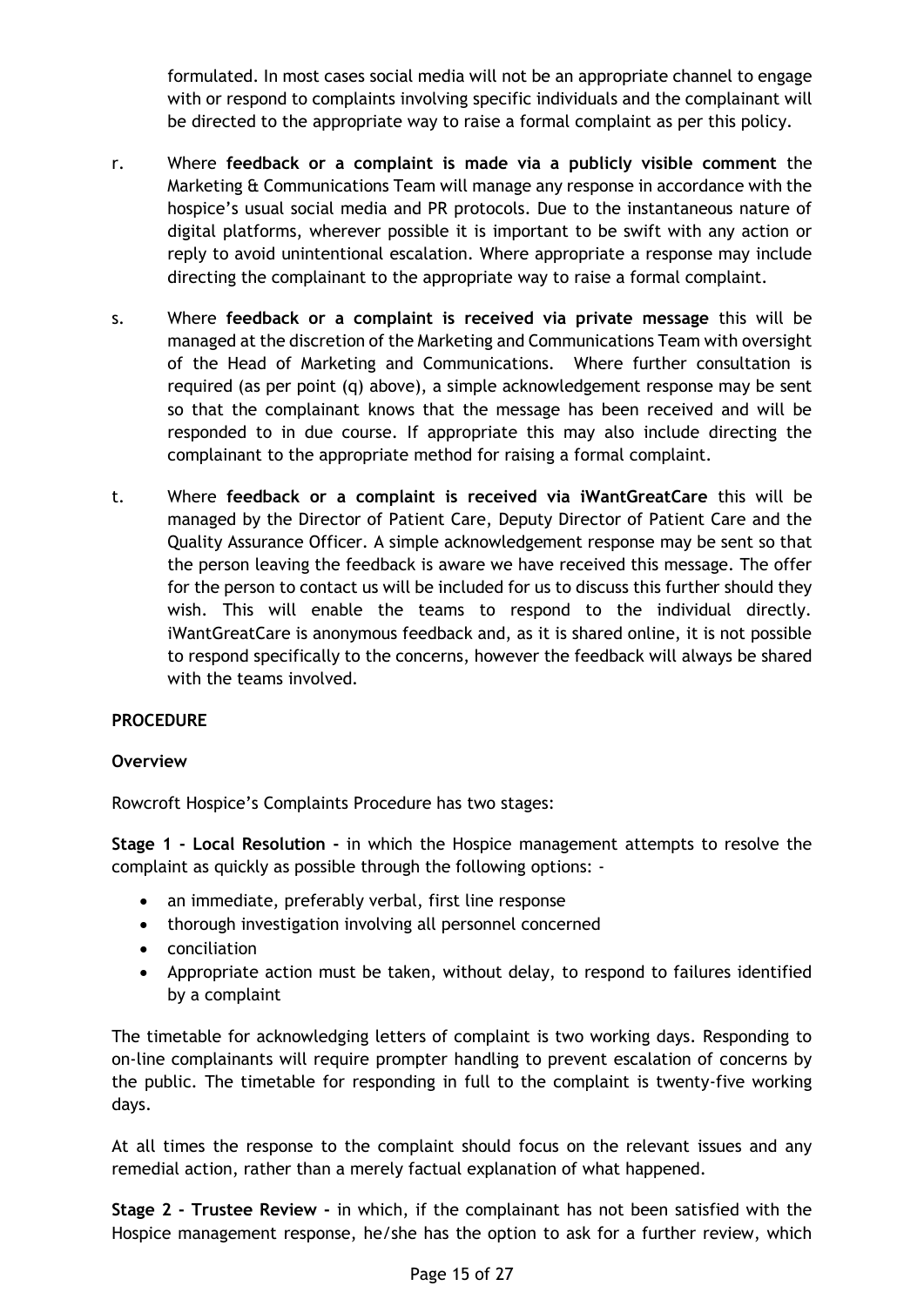formulated. In most cases social media will not be an appropriate channel to engage with or respond to complaints involving specific individuals and the complainant will be directed to the appropriate way to raise a formal complaint as per this policy.

r. Where **feedback or a complaint is made via a publicly visible comment** the Marketing & Communications Team will manage any response in accordance with the hospice's usual social media and PR protocols. Due to the instantaneous nature of digital platforms, wherever possible it is important to be swift with any action or reply to avoid unintentional escalation. Where appropriate a response may include directing the complainant to the appropriate way to raise a formal complaint.

s. Where **feedback or a complaint is received via private message** this will be managed at the discretion of the Marketing and Communications Team with oversight of the Head of Marketing and Communications. Where further consultation is required (as per point (q) above), a simple acknowledgement response may be sent so that the complainant knows that the message has been received and will be responded to in due course. If appropriate this may also include directing the complainant to the appropriate method for raising a formal complaint.

t. Where **feedback or a complaint is received via iWantGreatCare** this will be managed by the Director of Patient Care, Deputy Director of Patient Care and the Quality Assurance Officer. A simple acknowledgement response may be sent so that the person leaving the feedback is aware we have received this message. The offer for the person to contact us will be included for us to discuss this further should they wish. This will enable the teams to respond to the individual directly. iWantGreatCare is anonymous feedback and, as it is shared online, it is not possible to respond specifically to the concerns, however the feedback will always be shared with the teams involved.

**PROCEDURE**

**Overview**

Rowcroft Hospice's Complaints Procedure has two stages:

**Stage 1 - Local Resolution -** in which the Hospice management attempts to resolve the complaint as quickly as possible through the following options: -

- an immediate, preferably verbal, first line response
- thorough investigation involving all personnel concerned
- conciliation
- Appropriate action must be taken, without delay, to respond to failures identified by a complaint

The timetable for acknowledging letters of complaint is two working days. Responding to on-line complainants will require prompter handling to prevent escalation of concerns by the public. The timetable for responding in full to the complaint is twenty-five working days.

At all times the response to the complaint should focus on the relevant issues and any remedial action, rather than a merely factual explanation of what happened.

**Stage 2 - Trustee Review -** in which, if the complainant has not been satisfied with the Hospice management response, he/she has the option to ask for a further review, which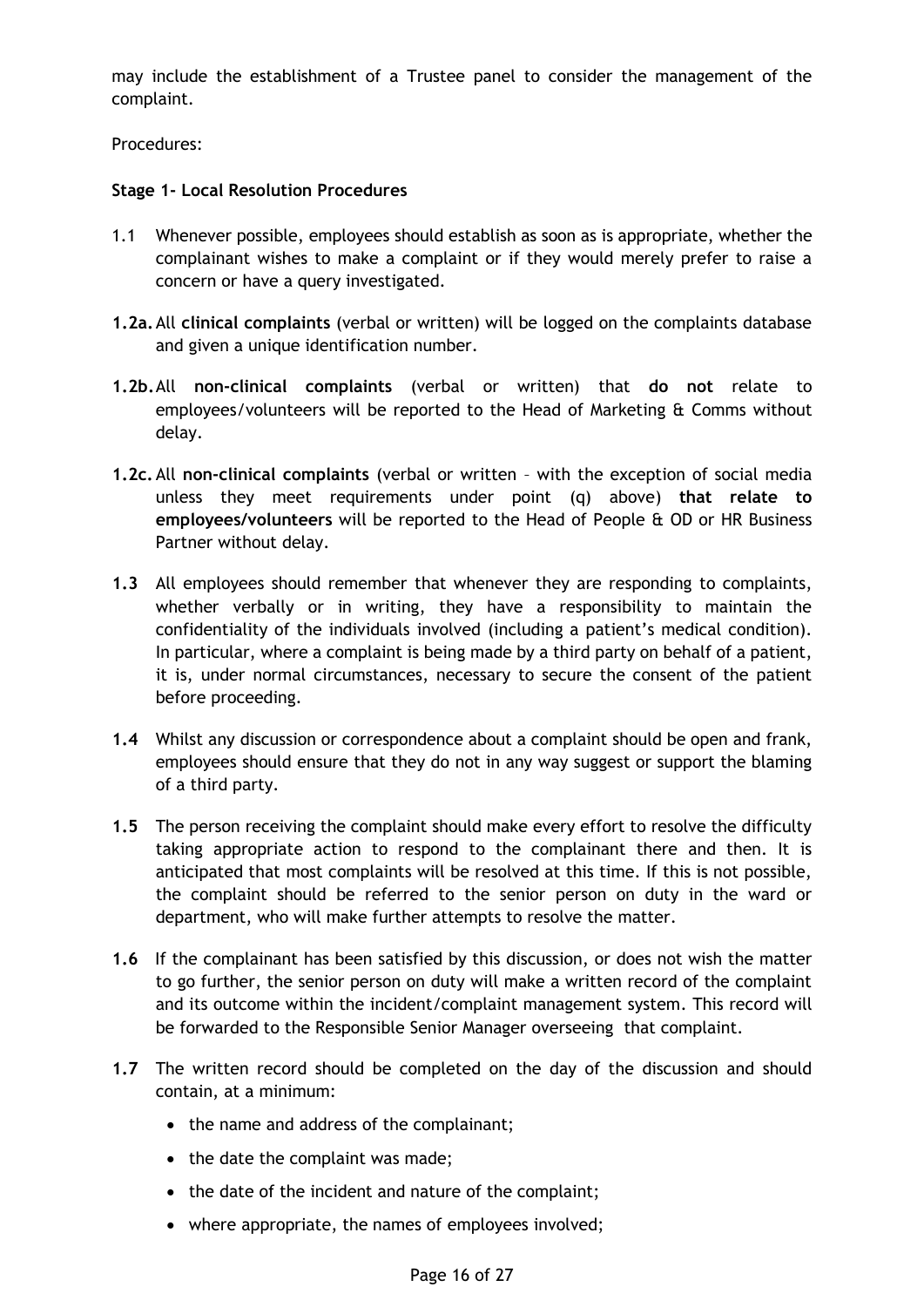may include the establishment of a Trustee panel to consider the management of the complaint.

Procedures:

**Stage 1- Local Resolution Procedures**

1.1 Whenever possible, employees should establish as soon as is appropriate, whether the complainant wishes to make a complaint or if they would merely prefer to raise a concern or have a query investigated.

**1.2a.** All **clinical complaints** (verbal or written) will be logged on the complaints database and given a unique identification number.

**1.2b.** All **non-clinical complaints** (verbal or written) that **do not** relate to employees/volunteers will be reported to the Head of Marketing & Comms without delay.

**1.2c.** All **non-clinical complaints** (verbal or written – with the exception of social media unless they meet requirements under point (q) above) **that relate to employees/volunteers** will be reported to the Head of People & OD or HR Business Partner without delay.

**1.3** All employees should remember that whenever they are responding to complaints, whether verbally or in writing, they have a responsibility to maintain the confidentiality of the individuals involved (including a patient's medical condition). In particular, where a complaint is being made by a third party on behalf of a patient, it is, under normal circumstances, necessary to secure the consent of the patient before proceeding.

**1.4** Whilst any discussion or correspondence about a complaint should be open and frank, employees should ensure that they do not in any way suggest or support the blaming of a third party.

**1.5** The person receiving the complaint should make every effort to resolve the difficulty taking appropriate action to respond to the complainant there and then. It is anticipated that most complaints will be resolved at this time. If this is not possible, the complaint should be referred to the senior person on duty in the ward or department, who will make further attempts to resolve the matter.

**1.6** If the complainant has been satisfied by this discussion, or does not wish the matter to go further, the senior person on duty will make a written record of the complaint and its outcome within the incident/complaint management system. This record will be forwarded to the Responsible Senior Manager overseeing that complaint.

**1.7** The written record should be completed on the day of the discussion and should contain, at a minimum:

- the name and address of the complainant;
- the date the complaint was made;
- the date of the incident and nature of the complaint;
- where appropriate, the names of employees involved;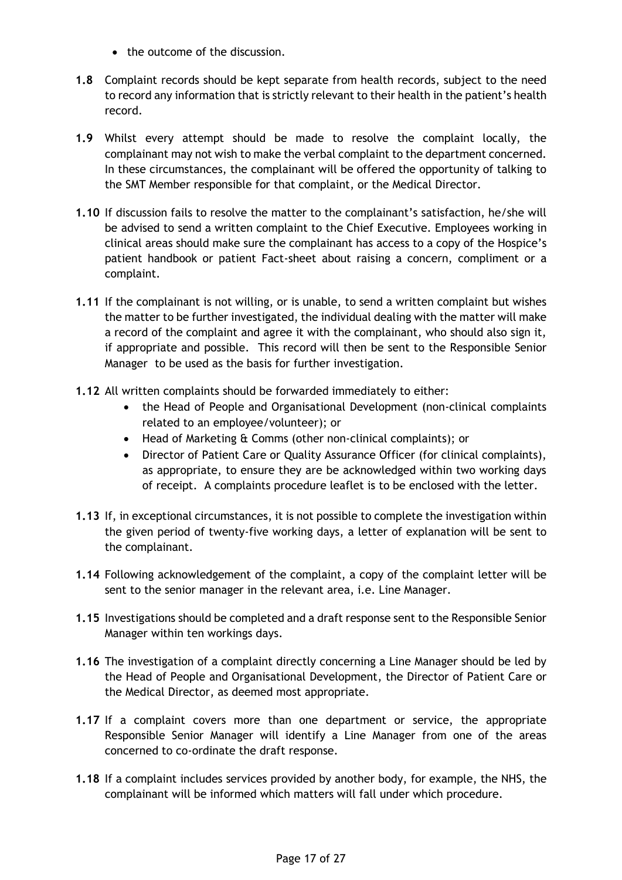- the outcome of the discussion.

**1.8** Complaint records should be kept separate from health records, subject to the need to record any information that is strictly relevant to their health in the patient's health record.

**1.9** Whilst every attempt should be made to resolve the complaint locally, the complainant may not wish to make the verbal complaint to the department concerned. In these circumstances, the complainant will be offered the opportunity of talking to the SMT Member responsible for that complaint, or the Medical Director.

**1.10** If discussion fails to resolve the matter to the complainant's satisfaction, he/she will be advised to send a written complaint to the Chief Executive. Employees working in clinical areas should make sure the complainant has access to a copy of the Hospice's patient handbook or patient Fact-sheet about raising a concern, compliment or a complaint.

**1.11** If the complainant is not willing, or is unable, to send a written complaint but wishes the matter to be further investigated, the individual dealing with the matter will make a record of the complaint and agree it with the complainant, who should also sign it, if appropriate and possible. This record will then be sent to the Responsible Senior Manager to be used as the basis for further investigation.

**1.12** All written complaints should be forwarded immediately to either:

- the Head of People and Organisational Development (non-clinical complaints related to an employee/volunteer); or
- Head of Marketing & Comms (other non-clinical complaints); or
- Director of Patient Care or Quality Assurance Officer (for clinical complaints), as appropriate, to ensure they are be acknowledged within two working days of receipt. A complaints procedure leaflet is to be enclosed with the letter.

**1.13** If, in exceptional circumstances, it is not possible to complete the investigation within the given period of twenty-five working days, a letter of explanation will be sent to the complainant.

**1.14** Following acknowledgement of the complaint, a copy of the complaint letter will be sent to the senior manager in the relevant area, i.e. Line Manager.

**1.15** Investigations should be completed and a draft response sent to the Responsible Senior Manager within ten workings days.

**1.16** The investigation of a complaint directly concerning a Line Manager should be led by the Head of People and Organisational Development, the Director of Patient Care or the Medical Director, as deemed most appropriate.

**1.17** If a complaint covers more than one department or service, the appropriate Responsible Senior Manager will identify a Line Manager from one of the areas concerned to co-ordinate the draft response.

**1.18** If a complaint includes services provided by another body, for example, the NHS, the complainant will be informed which matters will fall under which procedure.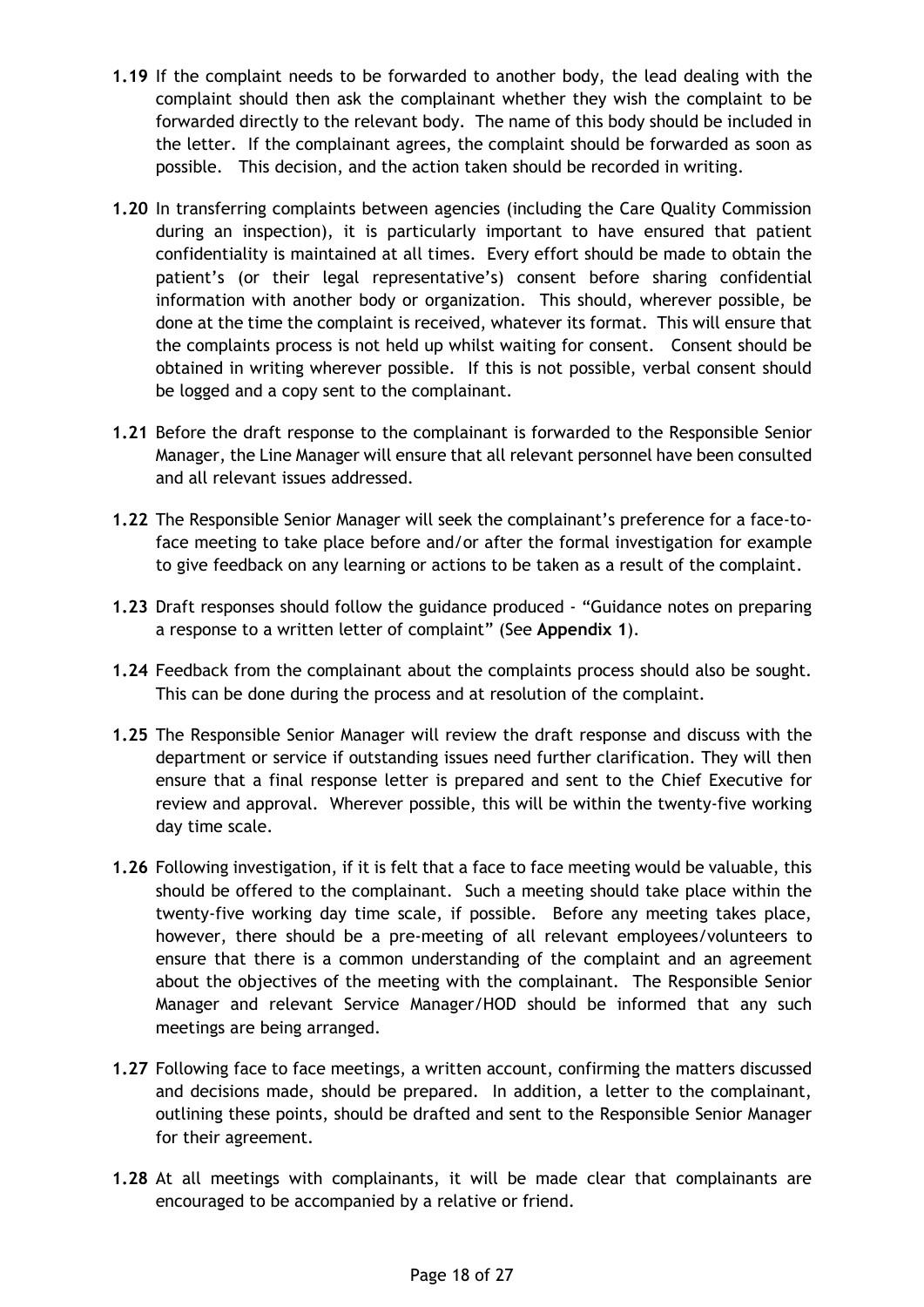**1.19** If the complaint needs to be forwarded to another body, the lead dealing with the complaint should then ask the complainant whether they wish the complaint to be forwarded directly to the relevant body. The name of this body should be included in the letter. If the complainant agrees, the complaint should be forwarded as soon as possible. This decision, and the action taken should be recorded in writing.

**1.20** In transferring complaints between agencies (including the Care Quality Commission during an inspection), it is particularly important to have ensured that patient confidentiality is maintained at all times. Every effort should be made to obtain the patient's (or their legal representative's) consent before sharing confidential information with another body or organization. This should, wherever possible, be done at the time the complaint is received, whatever its format. This will ensure that the complaints process is not held up whilst waiting for consent. Consent should be obtained in writing wherever possible. If this is not possible, verbal consent should be logged and a copy sent to the complainant.

**1.21** Before the draft response to the complainant is forwarded to the Responsible Senior Manager, the Line Manager will ensure that all relevant personnel have been consulted and all relevant issues addressed.

**1.22** The Responsible Senior Manager will seek the complainant's preference for a face-to-face meeting to take place before and/or after the formal investigation for example to give feedback on any learning or actions to be taken as a result of the complaint.

**1.23** Draft responses should follow the guidance produced - "Guidance notes on preparing a response to a written letter of complaint" (See **Appendix 1**).

**1.24** Feedback from the complainant about the complaints process should also be sought. This can be done during the process and at resolution of the complaint.

**1.25** The Responsible Senior Manager will review the draft response and discuss with the department or service if outstanding issues need further clarification. They will then ensure that a final response letter is prepared and sent to the Chief Executive for review and approval. Wherever possible, this will be within the twenty-five working day time scale.

**1.26** Following investigation, if it is felt that a face to face meeting would be valuable, this should be offered to the complainant. Such a meeting should take place within the twenty-five working day time scale, if possible. Before any meeting takes place, however, there should be a pre-meeting of all relevant employees/volunteers to ensure that there is a common understanding of the complaint and an agreement about the objectives of the meeting with the complainant. The Responsible Senior Manager and relevant Service Manager/HOD should be informed that any such meetings are being arranged.

**1.27** Following face to face meetings, a written account, confirming the matters discussed and decisions made, should be prepared. In addition, a letter to the complainant, outlining these points, should be drafted and sent to the Responsible Senior Manager for their agreement.

**1.28** At all meetings with complainants, it will be made clear that complainants are encouraged to be accompanied by a relative or friend.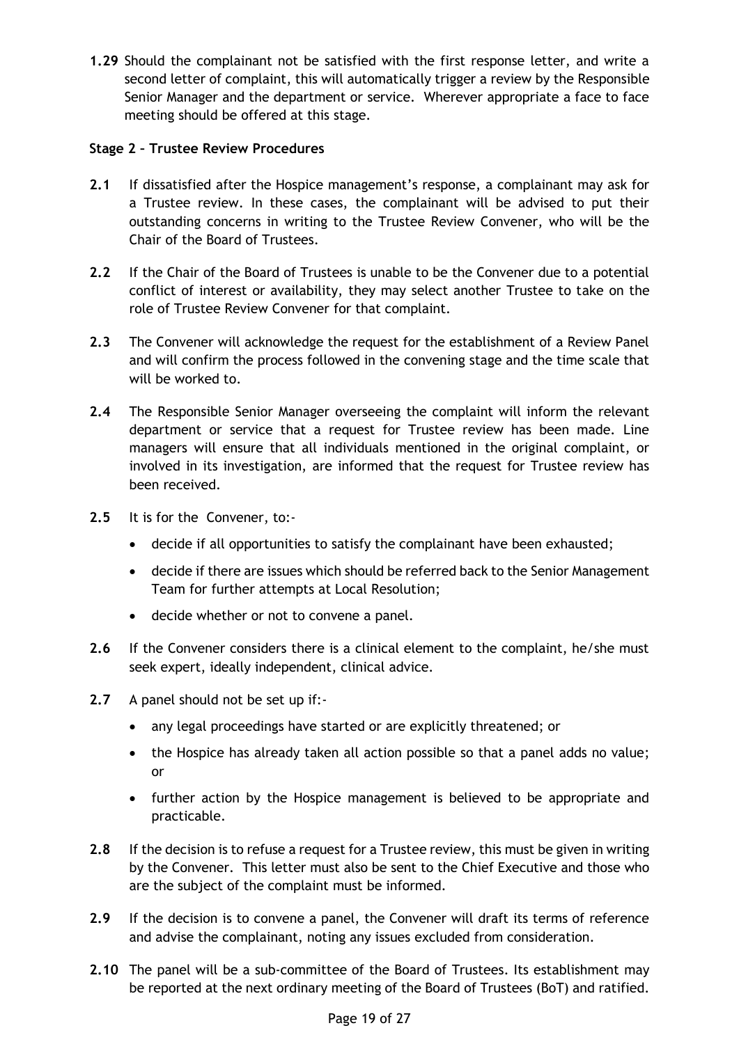**1.29** Should the complainant not be satisfied with the first response letter, and write a second letter of complaint, this will automatically trigger a review by the Responsible Senior Manager and the department or service. Wherever appropriate a face to face meeting should be offered at this stage.

**Stage 2 – Trustee Review Procedures**

**2.1** If dissatisfied after the Hospice management's response, a complainant may ask for a Trustee review. In these cases, the complainant will be advised to put their outstanding concerns in writing to the Trustee Review Convener, who will be the Chair of the Board of Trustees.

**2.2** If the Chair of the Board of Trustees is unable to be the Convener due to a potential conflict of interest or availability, they may select another Trustee to take on the role of Trustee Review Convener for that complaint.

**2.3** The Convener will acknowledge the request for the establishment of a Review Panel and will confirm the process followed in the convening stage and the time scale that will be worked to.

**2.4** The Responsible Senior Manager overseeing the complaint will inform the relevant department or service that a request for Trustee review has been made. Line managers will ensure that all individuals mentioned in the original complaint, or involved in its investigation, are informed that the request for Trustee review has been received.

**2.5** It is for the Convener, to:-

- decide if all opportunities to satisfy the complainant have been exhausted;
- decide if there are issues which should be referred back to the Senior Management Team for further attempts at Local Resolution;
- decide whether or not to convene a panel.

**2.6** If the Convener considers there is a clinical element to the complaint, he/she must seek expert, ideally independent, clinical advice.

**2.7** A panel should not be set up if:-

- any legal proceedings have started or are explicitly threatened; or
- the Hospice has already taken all action possible so that a panel adds no value; or
- further action by the Hospice management is believed to be appropriate and practicable.

**2.8** If the decision is to refuse a request for a Trustee review, this must be given in writing by the Convener. This letter must also be sent to the Chief Executive and those who are the subject of the complaint must be informed.

**2.9** If the decision is to convene a panel, the Convener will draft its terms of reference and advise the complainant, noting any issues excluded from consideration.

**2.10** The panel will be a sub-committee of the Board of Trustees. Its establishment may be reported at the next ordinary meeting of the Board of Trustees (BoT) and ratified.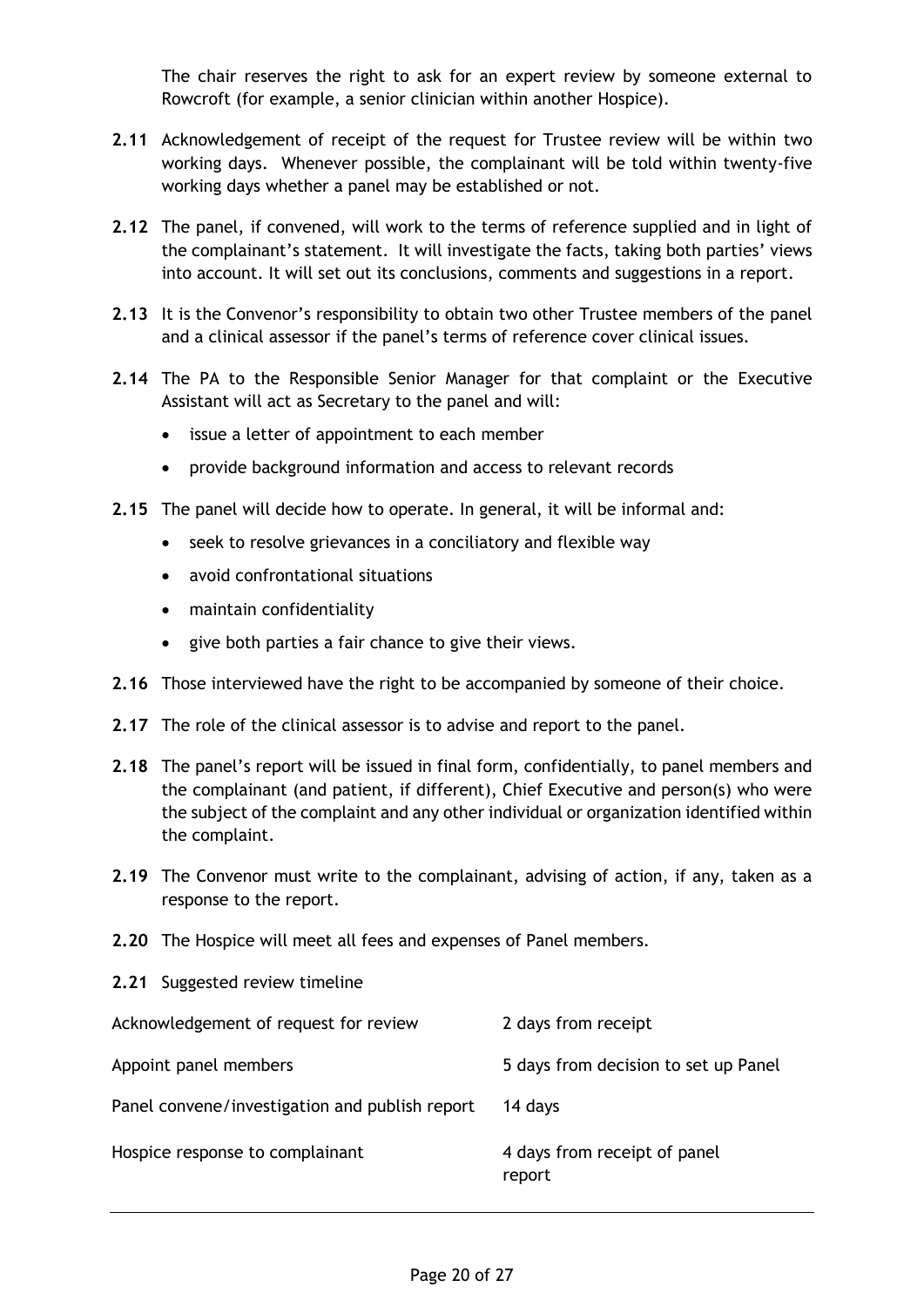The chair reserves the right to ask for an expert review by someone external to Rowcroft (for example, a senior clinician within another Hospice).

**2.11** Acknowledgement of receipt of the request for Trustee review will be within two working days. Whenever possible, the complainant will be told within twenty-five working days whether a panel may be established or not.

**2.12** The panel, if convened, will work to the terms of reference supplied and in light of the complainant's statement. It will investigate the facts, taking both parties' views into account. It will set out its conclusions, comments and suggestions in a report.

**2.13** It is the Convenor's responsibility to obtain two other Trustee members of the panel and a clinical assessor if the panel's terms of reference cover clinical issues.

**2.14** The PA to the Responsible Senior Manager for that complaint or the Executive Assistant will act as Secretary to the panel and will:

- issue a letter of appointment to each member
- provide background information and access to relevant records

**2.15** The panel will decide how to operate. In general, it will be informal and:

- seek to resolve grievances in a conciliatory and flexible way
- avoid confrontational situations
- maintain confidentiality
- give both parties a fair chance to give their views.

**2.16** Those interviewed have the right to be accompanied by someone of their choice.

**2.17** The role of the clinical assessor is to advise and report to the panel.

**2.18** The panel's report will be issued in final form, confidentially, to panel members and the complainant (and patient, if different), Chief Executive and person(s) who were the subject of the complaint and any other individual or organization identified within the complaint.

**2.19** The Convenor must write to the complainant, advising of action, if any, taken as a response to the report.

**2.20** The Hospice will meet all fees and expenses of Panel members.

**2.21** Suggested review timeline

| | |
|---|---|
| Acknowledgement of request for review | 2 days from receipt |
| Appoint panel members | 5 days from decision to set up Panel |
| Panel convene/investigation and publish report | 14 days |
| Hospice response to complainant | 4 days from receipt of panel report |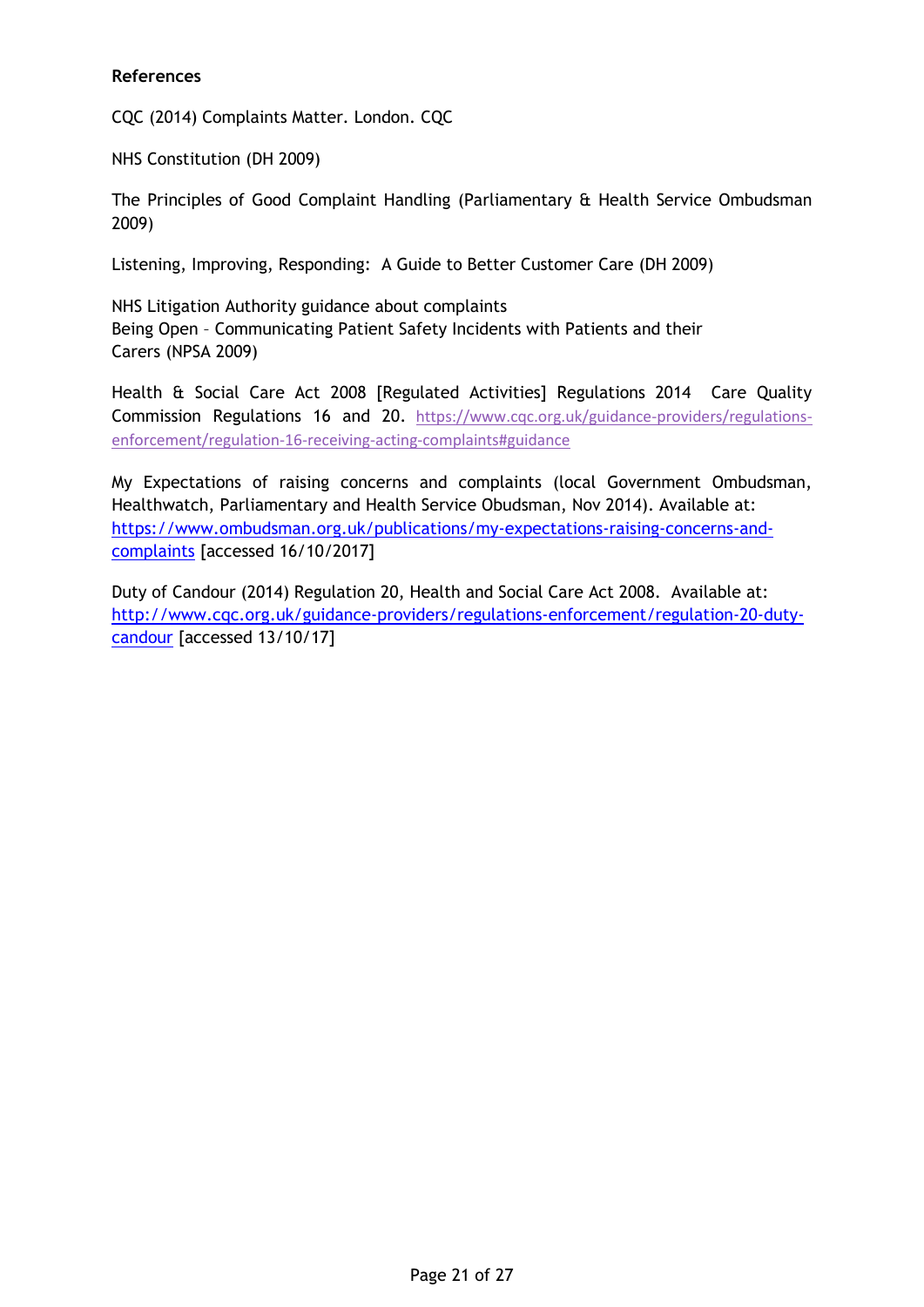**References**

CQC (2014) Complaints Matter. London. CQC

NHS Constitution (DH 2009)

The Principles of Good Complaint Handling (Parliamentary & Health Service Ombudsman 2009)

Listening, Improving, Responding: A Guide to Better Customer Care (DH 2009)

NHS Litigation Authority guidance about complaints
Being Open – Communicating Patient Safety Incidents with Patients and their Carers (NPSA 2009)

Health & Social Care Act 2008 [Regulated Activities] Regulations 2014 Care Quality Commission Regulations 16 and 20. https://www.cqc.org.uk/guidance-providers/regulations-enforcement/regulation-16-receiving-acting-complaints#guidance

My Expectations of raising concerns and complaints (local Government Ombudsman, Healthwatch, Parliamentary and Health Service Obudsman, Nov 2014). Available at: https://www.ombudsman.org.uk/publications/my-expectations-raising-concerns-and-complaints [accessed 16/10/2017]

Duty of Candour (2014) Regulation 20, Health and Social Care Act 2008. Available at: http://www.cqc.org.uk/guidance-providers/regulations-enforcement/regulation-20-duty-candour [accessed 13/10/17]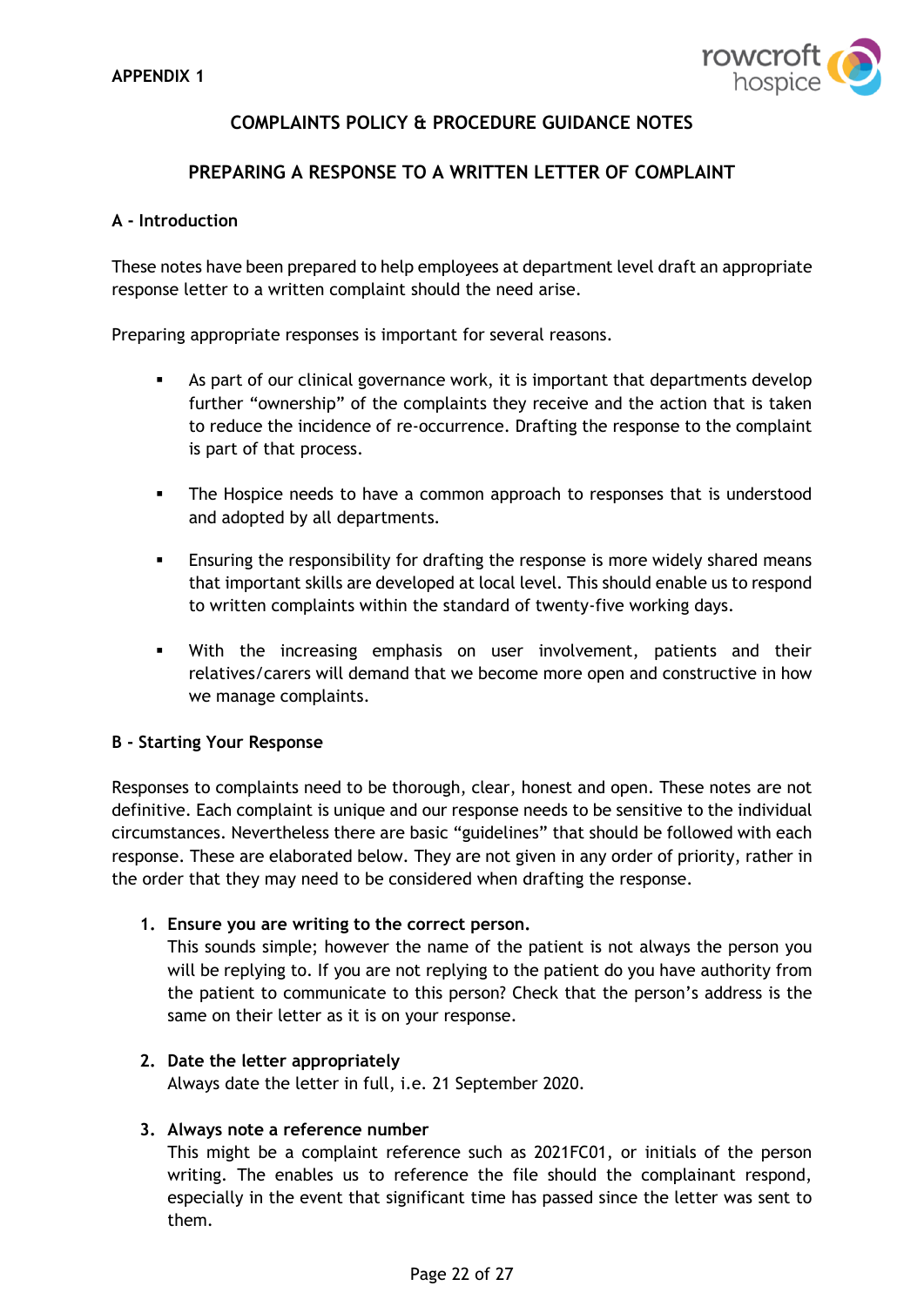**APPENDIX 1**

## COMPLAINTS POLICY & PROCEDURE GUIDANCE NOTES

## PREPARING A RESPONSE TO A WRITTEN LETTER OF COMPLAINT

### A - Introduction

These notes have been prepared to help employees at department level draft an appropriate response letter to a written complaint should the need arise.

Preparing appropriate responses is important for several reasons.

- As part of our clinical governance work, it is important that departments develop further "ownership" of the complaints they receive and the action that is taken to reduce the incidence of re-occurrence. Drafting the response to the complaint is part of that process.
- The Hospice needs to have a common approach to responses that is understood and adopted by all departments.
- Ensuring the responsibility for drafting the response is more widely shared means that important skills are developed at local level. This should enable us to respond to written complaints within the standard of twenty-five working days.
- With the increasing emphasis on user involvement, patients and their relatives/carers will demand that we become more open and constructive in how we manage complaints.

### B - Starting Your Response

Responses to complaints need to be thorough, clear, honest and open. These notes are not definitive. Each complaint is unique and our response needs to be sensitive to the individual circumstances. Nevertheless there are basic "guidelines" that should be followed with each response. These are elaborated below. They are not given in any order of priority, rather in the order that they may need to be considered when drafting the response.

1. **Ensure you are writing to the correct person.**
   This sounds simple; however the name of the patient is not always the person you will be replying to. If you are not replying to the patient do you have authority from the patient to communicate to this person? Check that the person's address is the same on their letter as it is on your response.

2. **Date the letter appropriately**
   Always date the letter in full, i.e. 21 September 2020.

3. **Always note a reference number**
   This might be a complaint reference such as 2021FC01, or initials of the person writing. The enables us to reference the file should the complainant respond, especially in the event that significant time has passed since the letter was sent to them.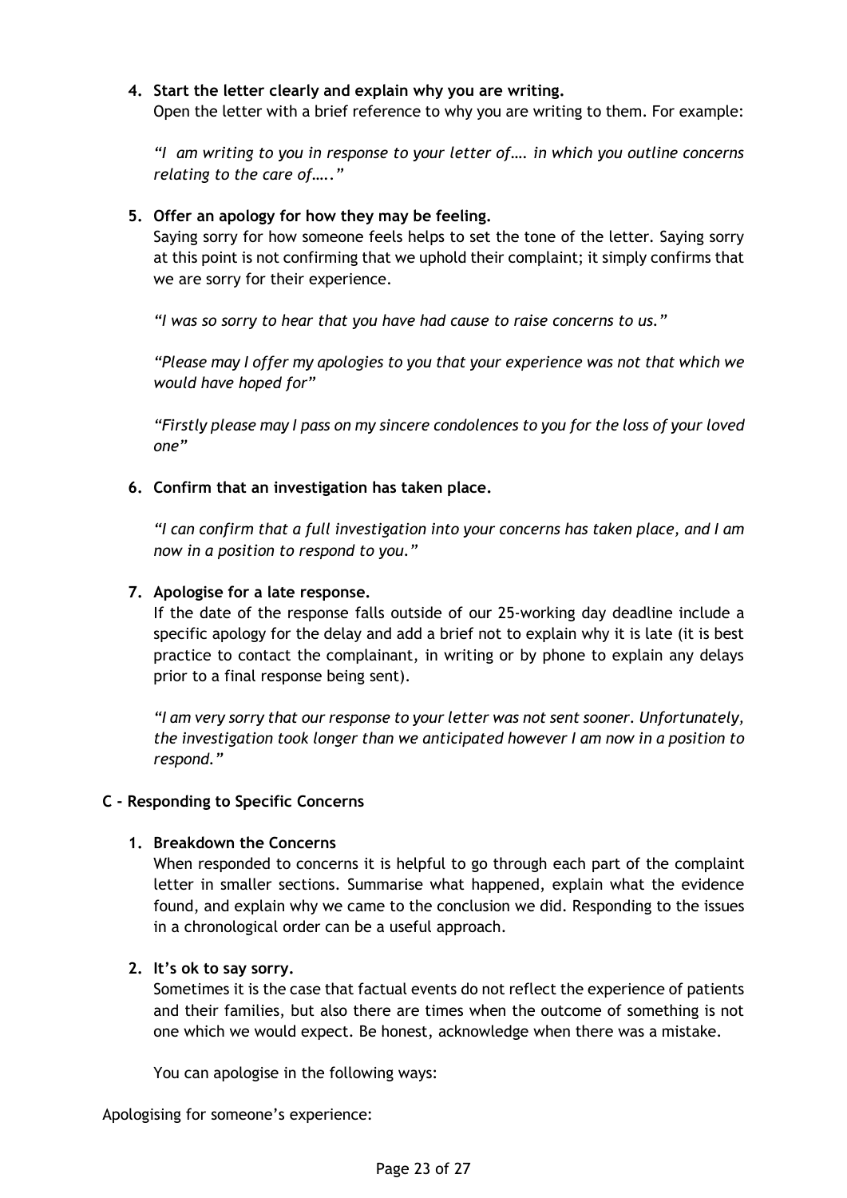4. **Start the letter clearly and explain why you are writing.**
   Open the letter with a brief reference to why you are writing to them. For example:

   *"I am writing to you in response to your letter of…. in which you outline concerns relating to the care of….."*

5. **Offer an apology for how they may be feeling.**
   Saying sorry for how someone feels helps to set the tone of the letter. Saying sorry at this point is not confirming that we uphold their complaint; it simply confirms that we are sorry for their experience.

   *"I was so sorry to hear that you have had cause to raise concerns to us."*

   *"Please may I offer my apologies to you that your experience was not that which we would have hoped for"*

   *"Firstly please may I pass on my sincere condolences to you for the loss of your loved one"*

6. **Confirm that an investigation has taken place.**

   *"I can confirm that a full investigation into your concerns has taken place, and I am now in a position to respond to you."*

7. **Apologise for a late response.**
   If the date of the response falls outside of our 25-working day deadline include a specific apology for the delay and add a brief not to explain why it is late (it is best practice to contact the complainant, in writing or by phone to explain any delays prior to a final response being sent).

   *"I am very sorry that our response to your letter was not sent sooner. Unfortunately, the investigation took longer than we anticipated however I am now in a position to respond."*

**C - Responding to Specific Concerns**

1. **Breakdown the Concerns**
   When responded to concerns it is helpful to go through each part of the complaint letter in smaller sections. Summarise what happened, explain what the evidence found, and explain why we came to the conclusion we did. Responding to the issues in a chronological order can be a useful approach.

2. **It's ok to say sorry.**
   Sometimes it is the case that factual events do not reflect the experience of patients and their families, but also there are times when the outcome of something is not one which we would expect. Be honest, acknowledge when there was a mistake.

   You can apologise in the following ways:

Apologising for someone's experience: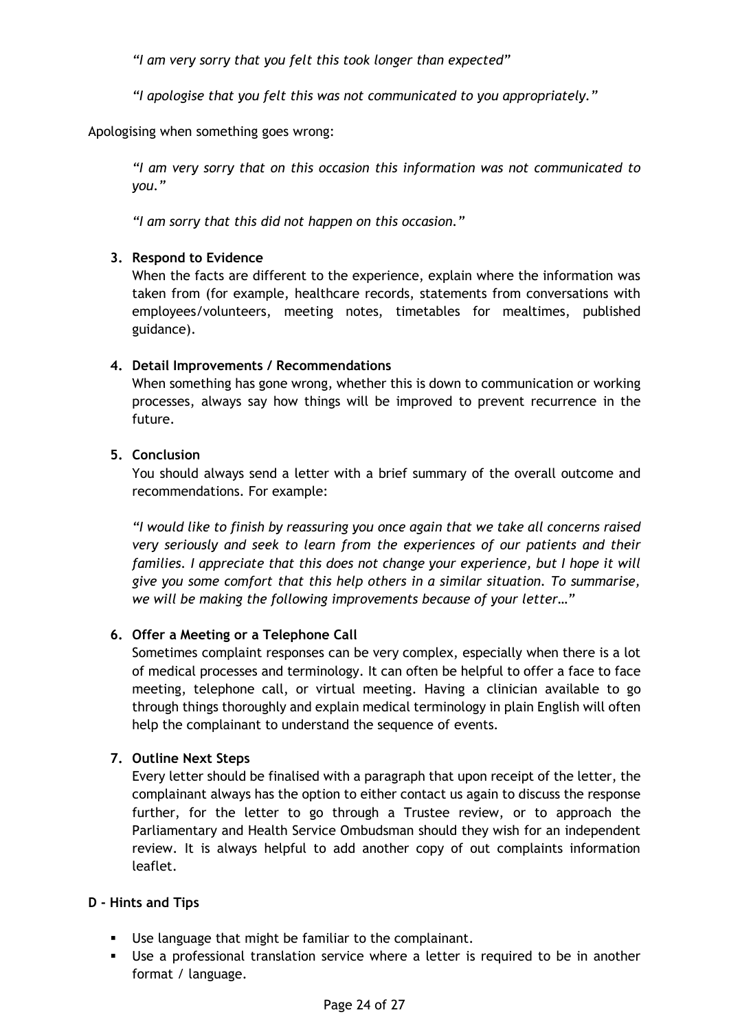*"I am very sorry that you felt this took longer than expected"*

*"I apologise that you felt this was not communicated to you appropriately."*

Apologising when something goes wrong:

*"I am very sorry that on this occasion this information was not communicated to you."*

*"I am sorry that this did not happen on this occasion."*

3. **Respond to Evidence**
   When the facts are different to the experience, explain where the information was taken from (for example, healthcare records, statements from conversations with employees/volunteers, meeting notes, timetables for mealtimes, published guidance).

4. **Detail Improvements / Recommendations**
   When something has gone wrong, whether this is down to communication or working processes, always say how things will be improved to prevent recurrence in the future.

5. **Conclusion**
   You should always send a letter with a brief summary of the overall outcome and recommendations. For example:

   *"I would like to finish by reassuring you once again that we take all concerns raised very seriously and seek to learn from the experiences of our patients and their families. I appreciate that this does not change your experience, but I hope it will give you some comfort that this help others in a similar situation. To summarise, we will be making the following improvements because of your letter…"*

6. **Offer a Meeting or a Telephone Call**
   Sometimes complaint responses can be very complex, especially when there is a lot of medical processes and terminology. It can often be helpful to offer a face to face meeting, telephone call, or virtual meeting. Having a clinician available to go through things thoroughly and explain medical terminology in plain English will often help the complainant to understand the sequence of events.

7. **Outline Next Steps**
   Every letter should be finalised with a paragraph that upon receipt of the letter, the complainant always has the option to either contact us again to discuss the response further, for the letter to go through a Trustee review, or to approach the Parliamentary and Health Service Ombudsman should they wish for an independent review. It is always helpful to add another copy of out complaints information leaflet.

**D - Hints and Tips**

- Use language that might be familiar to the complainant.
- Use a professional translation service where a letter is required to be in another format / language.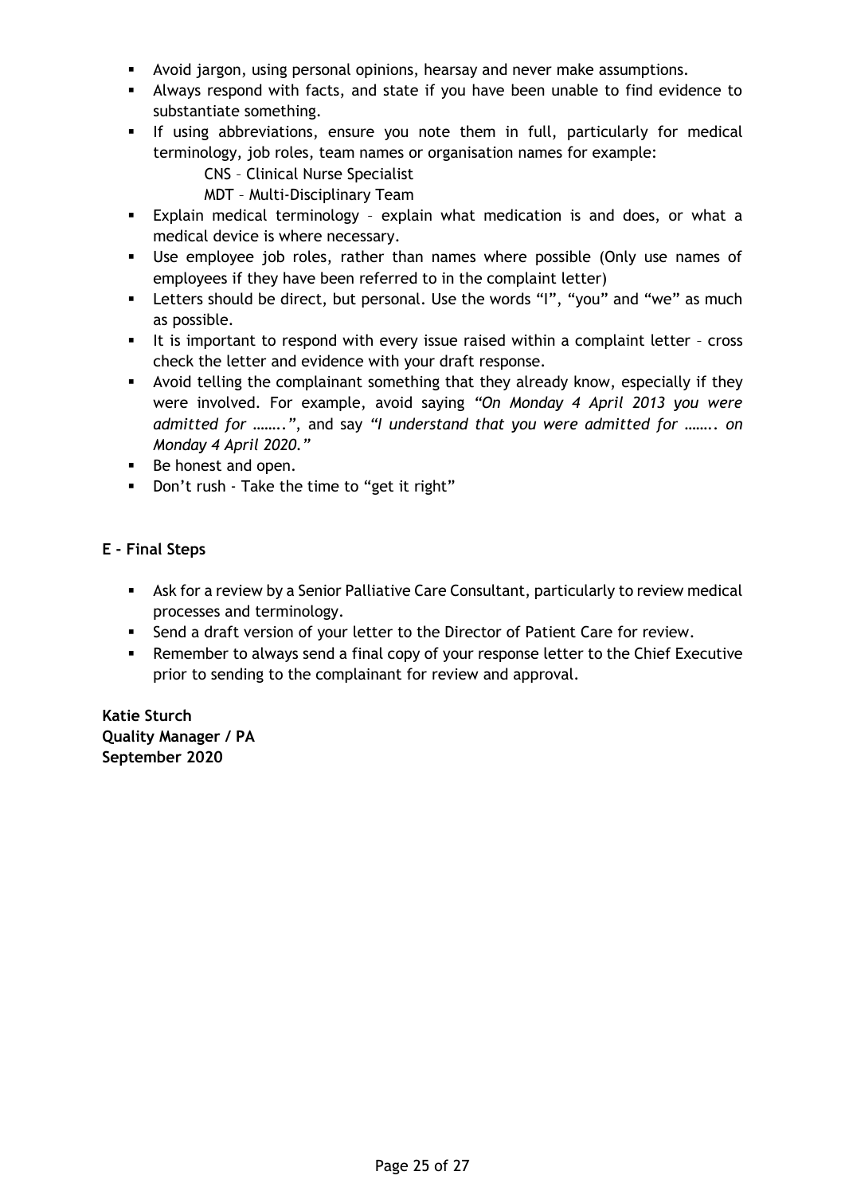- Avoid jargon, using personal opinions, hearsay and never make assumptions.
- Always respond with facts, and state if you have been unable to find evidence to substantiate something.
- If using abbreviations, ensure you note them in full, particularly for medical terminology, job roles, team names or organisation names for example:

  CNS – Clinical Nurse Specialist

  MDT – Multi-Disciplinary Team
- Explain medical terminology – explain what medication is and does, or what a medical device is where necessary.
- Use employee job roles, rather than names where possible (Only use names of employees if they have been referred to in the complaint letter)
- Letters should be direct, but personal. Use the words "I", "you" and "we" as much as possible.
- It is important to respond with every issue raised within a complaint letter – cross check the letter and evidence with your draft response.
- Avoid telling the complainant something that they already know, especially if they were involved. For example, avoid saying *"On Monday 4 April 2013 you were admitted for ……."*, and say *"I understand that you were admitted for ……. on Monday 4 April 2020."*
- Be honest and open.
- Don't rush - Take the time to "get it right"

**E - Final Steps**

- Ask for a review by a Senior Palliative Care Consultant, particularly to review medical processes and terminology.
- Send a draft version of your letter to the Director of Patient Care for review.
- Remember to always send a final copy of your response letter to the Chief Executive prior to sending to the complainant for review and approval.

**Katie Sturch**
**Quality Manager / PA**
**September 2020**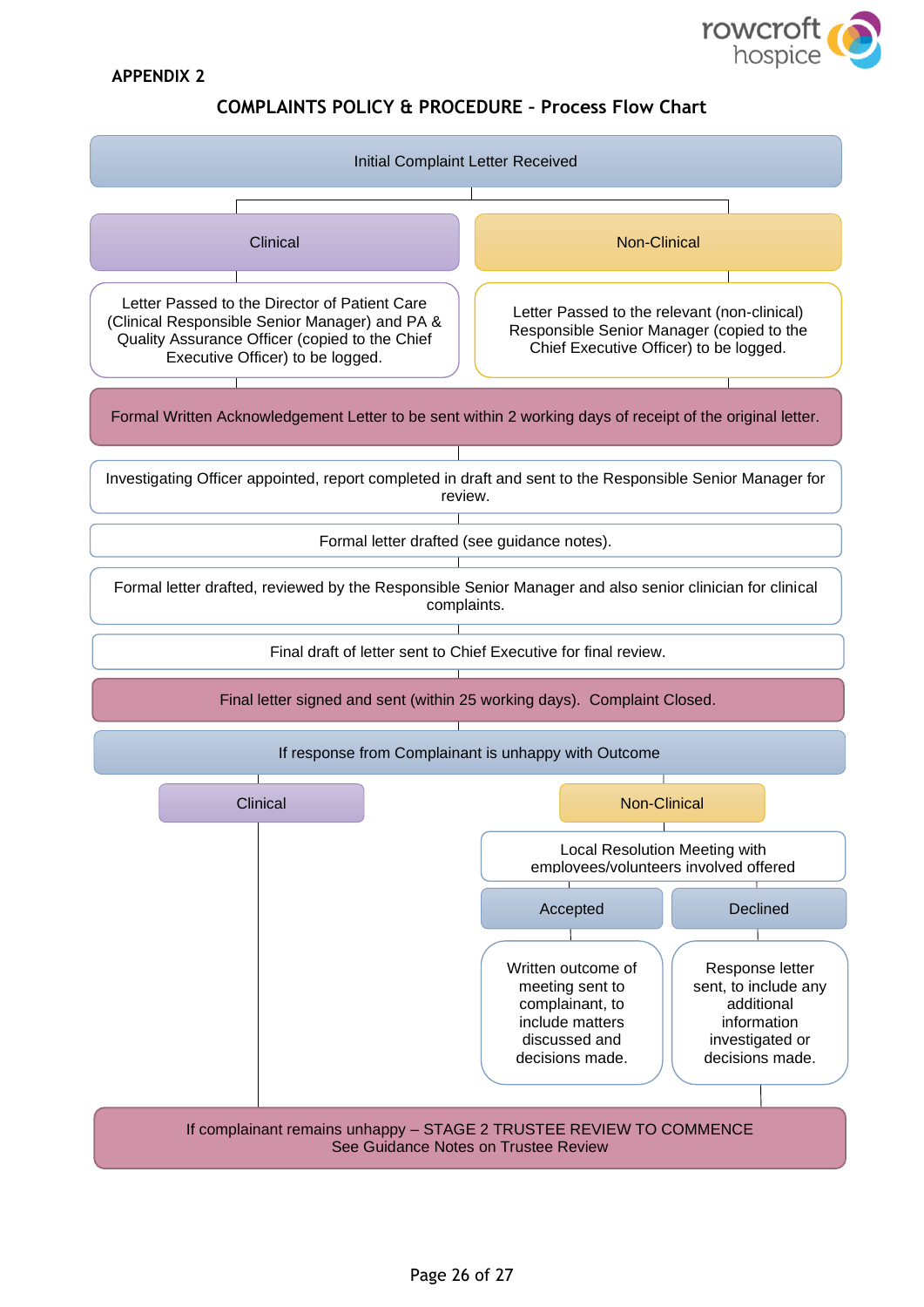APPENDIX 2

## COMPLAINTS POLICY & PROCEDURE – Process Flow Chart

**Initial Complaint Letter Received**

- **Clinical**
  - Letter Passed to the Director of Patient Care (Clinical Responsible Senior Manager) and PA & Quality Assurance Officer (copied to the Chief Executive Officer) to be logged.
- **Non-Clinical**
  - Letter Passed to the relevant (non-clinical) Responsible Senior Manager (copied to the Chief Executive Officer) to be logged.

Formal Written Acknowledgement Letter to be sent within 2 working days of receipt of the original letter.

Investigating Officer appointed, report completed in draft and sent to the Responsible Senior Manager for review.

Formal letter drafted (see guidance notes).

Formal letter drafted, reviewed by the Responsible Senior Manager and also senior clinician for clinical complaints.

Final draft of letter sent to Chief Executive for final review.

Final letter signed and sent (within 25 working days). Complaint Closed.

**If response from Complainant is unhappy with Outcome**

- **Clinical**
  - Proceeds directly to Stage 2 Trustee Review (below).
- **Non-Clinical**
  - Local Resolution Meeting with employees/volunteers involved offered
    - **Accepted**
      - Written outcome of meeting sent to complainant, to include matters discussed and decisions made.
    - **Declined**
      - Response letter sent, to include any additional information investigated or decisions made.

If complainant remains unhappy – STAGE 2 TRUSTEE REVIEW TO COMMENCE
See Guidance Notes on Trustee Review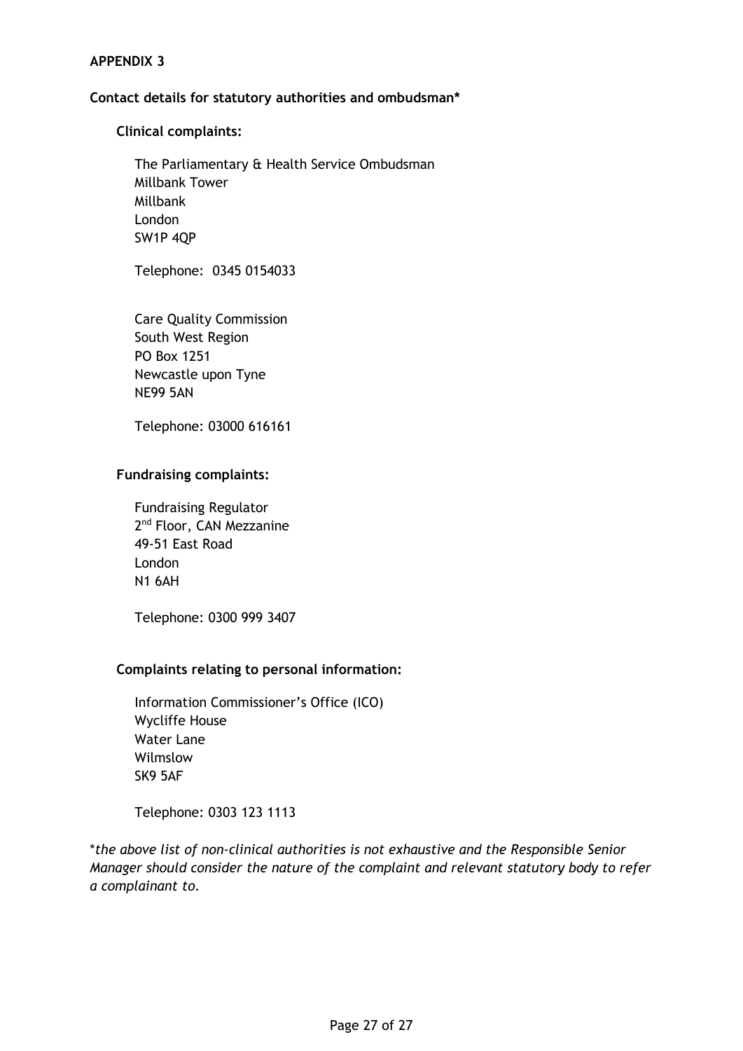**APPENDIX 3**

**Contact details for statutory authorities and ombudsman***

**Clinical complaints:**

The Parliamentary & Health Service Ombudsman
Millbank Tower
Millbank
London
SW1P 4QP

Telephone: 0345 0154033

Care Quality Commission
South West Region
PO Box 1251
Newcastle upon Tyne
NE99 5AN

Telephone: 03000 616161

**Fundraising complaints:**

Fundraising Regulator
2nd Floor, CAN Mezzanine
49-51 East Road
London
N1 6AH

Telephone: 0300 999 3407

**Complaints relating to personal information:**

Information Commissioner's Office (ICO)
Wycliffe House
Water Lane
Wilmslow
SK9 5AF

Telephone: 0303 123 1113

*\*the above list of non-clinical authorities is not exhaustive and the Responsible Senior Manager should consider the nature of the complaint and relevant statutory body to refer a complainant to.*